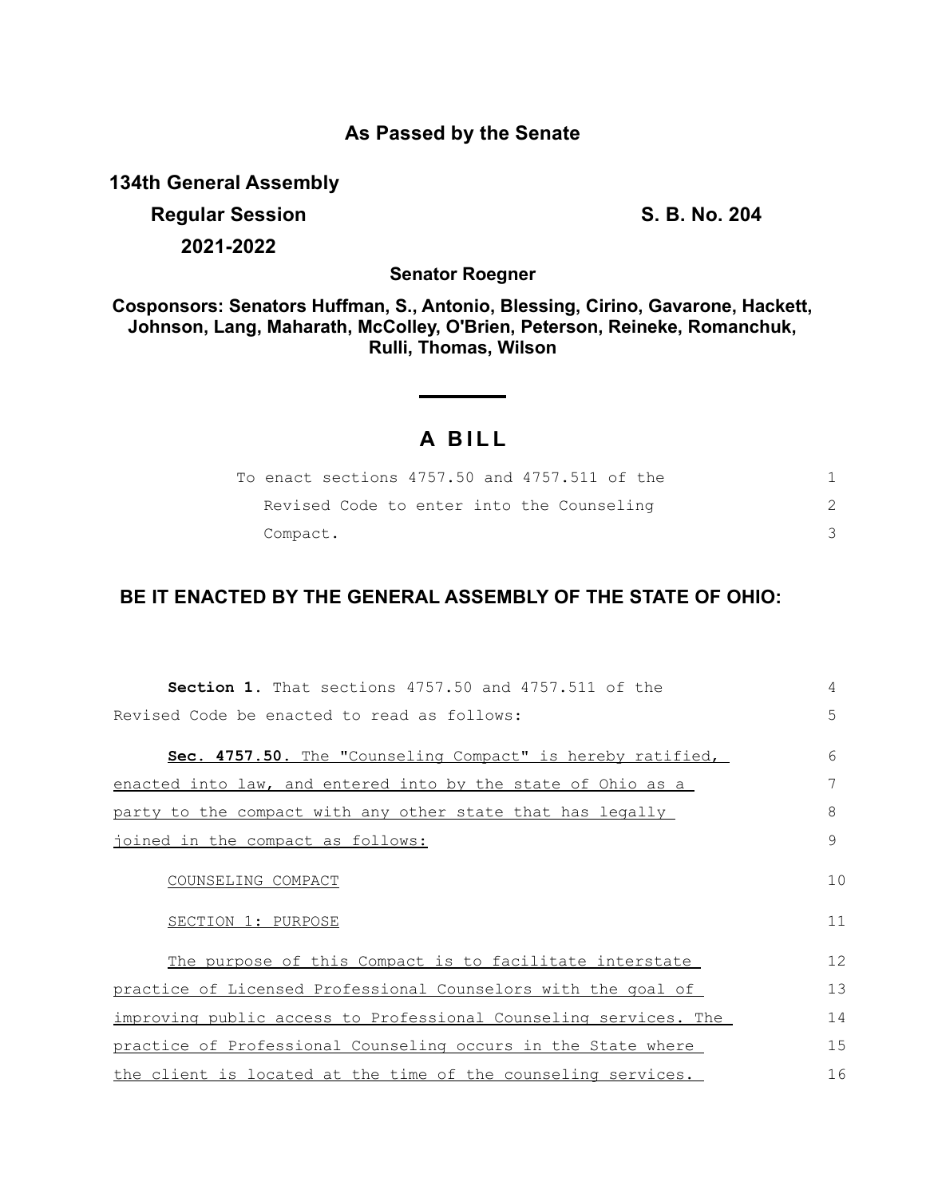**As Passed by the Senate**

**134th General Assembly**

**Regular Session**

**2021-2022**

**S. B. No. 204**

**Senator Roegner**

**Cosponsors: Senators Huffman, S., Antonio, Blessing, Cirino, Gavarone, Hackett, Johnson, Lang, Maharath, McColley, O'Brien, Peterson, Reineke, Romanchuk, Rulli, Thomas, Wilson**

# A BILL

To enact sections 4757.50 and 4757.511 of the Revised Code to enter into the Counseling Compact.

**BE IT ENACTED BY THE GENERAL ASSEMBLY OF THE STATE OF OHIO:**

**Section 1.** That sections 4757.50 and 4757.511 of the Revised Code be enacted to read as follows:

**Sec. 4757.50.** The "Counseling Compact" is hereby ratified, enacted into law, and entered into by the state of Ohio as a party to the compact with any other state that has legally joined in the compact as follows:

COUNSELING COMPACT

SECTION 1: PURPOSE

The purpose of this Compact is to facilitate interstate practice of Licensed Professional Counselors with the goal of improving public access to Professional Counseling services. The practice of Professional Counseling occurs in the State where the client is located at the time of the counseling services.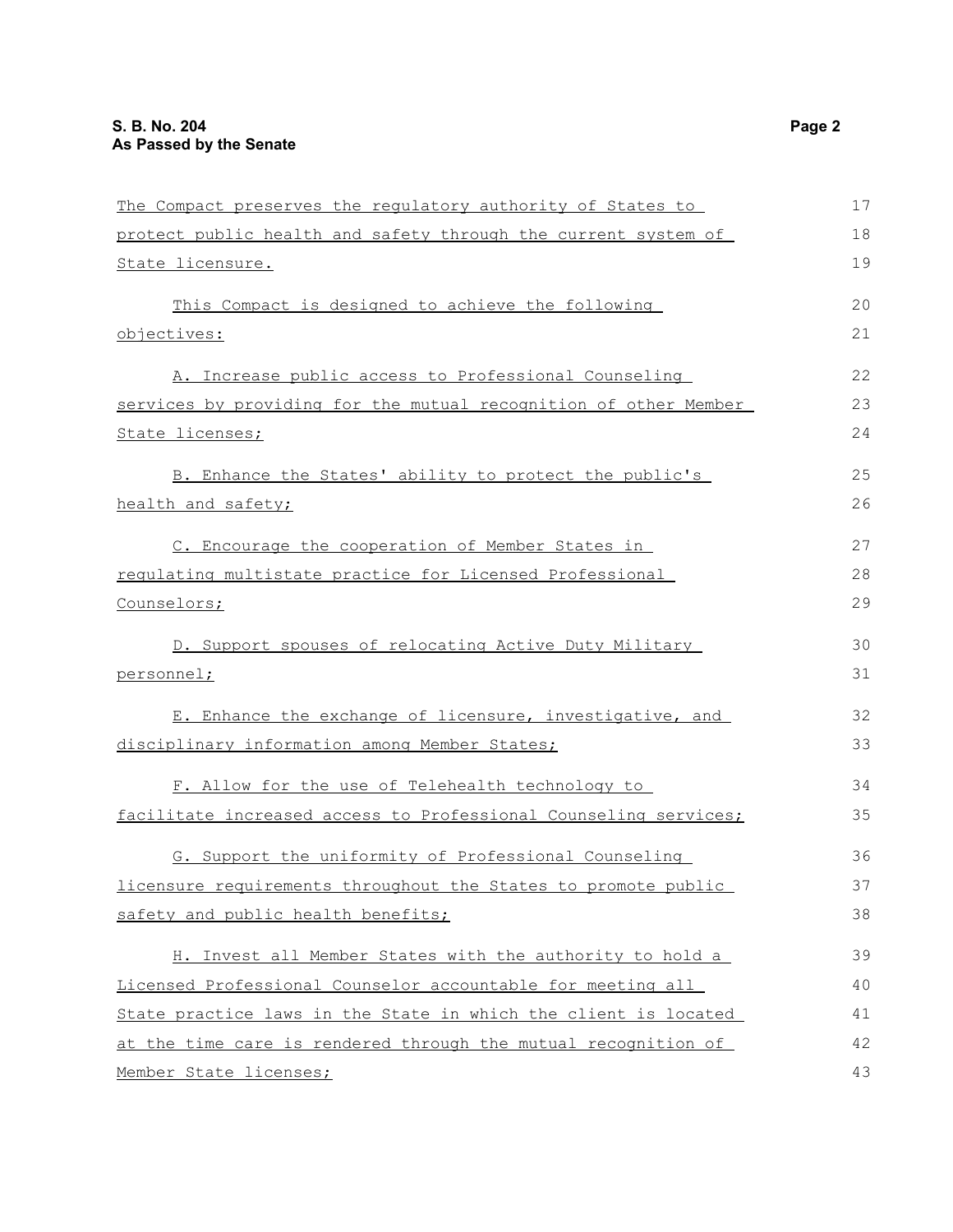The Compact preserves the regulatory authority of States to protect public health and safety through the current system of State licensure.

This Compact is designed to achieve the following objectives:

A. Increase public access to Professional Counseling services by providing for the mutual recognition of other Member State licenses;

B. Enhance the States' ability to protect the public's health and safety;

C. Encourage the cooperation of Member States in regulating multistate practice for Licensed Professional Counselors;

D. Support spouses of relocating Active Duty Military personnel;

E. Enhance the exchange of licensure, investigative, and disciplinary information among Member States;

F. Allow for the use of Telehealth technology to facilitate increased access to Professional Counseling services;

G. Support the uniformity of Professional Counseling licensure requirements throughout the States to promote public safety and public health benefits;

H. Invest all Member States with the authority to hold a Licensed Professional Counselor accountable for meeting all State practice laws in the State in which the client is located at the time care is rendered through the mutual recognition of Member State licenses;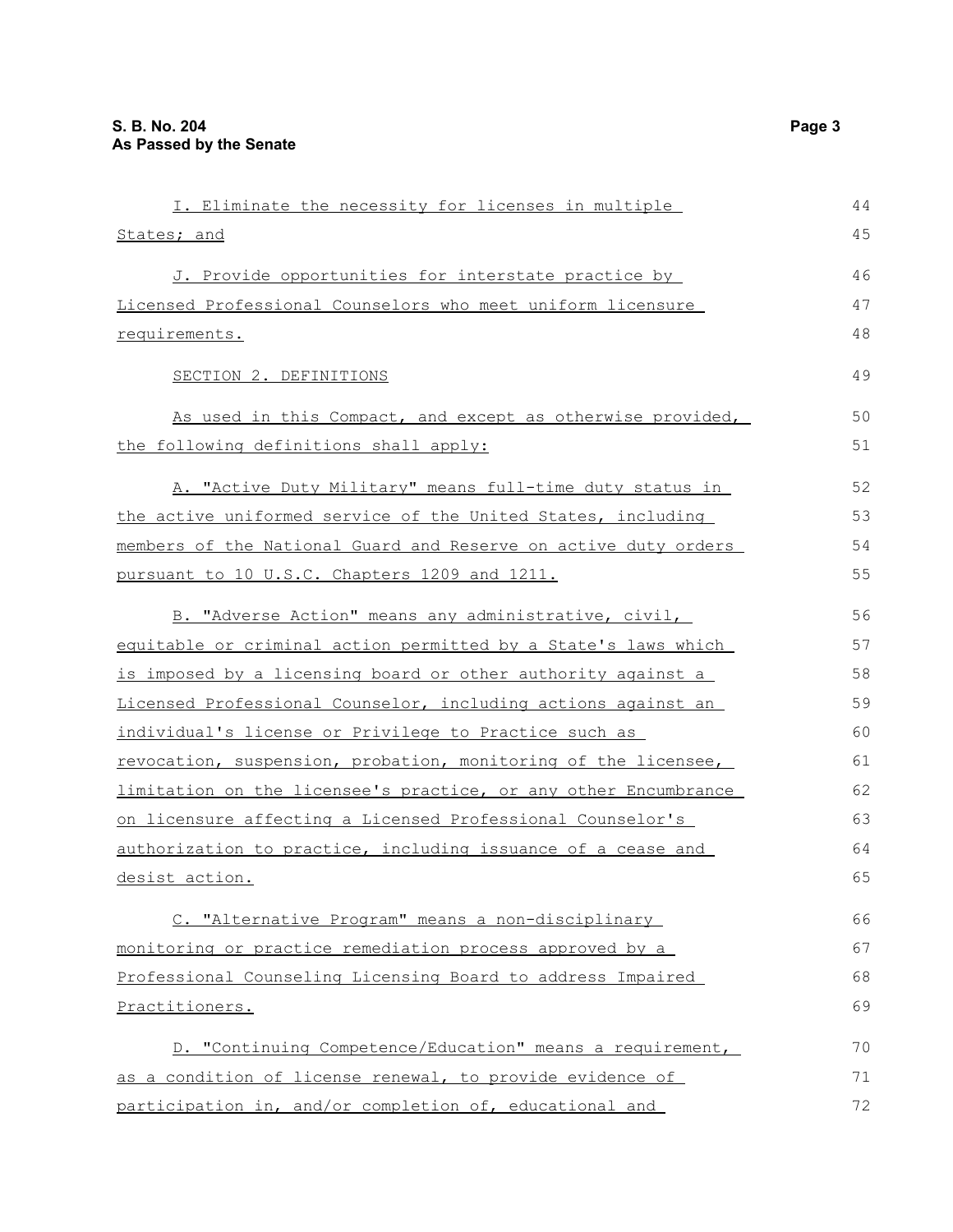I. Eliminate the necessity for licenses in multiple States; and

J. Provide opportunities for interstate practice by Licensed Professional Counselors who meet uniform licensure requirements.

SECTION 2. DEFINITIONS

As used in this Compact, and except as otherwise provided, the following definitions shall apply:

A. "Active Duty Military" means full-time duty status in the active uniformed service of the United States, including members of the National Guard and Reserve on active duty orders pursuant to 10 U.S.C. Chapters 1209 and 1211.

B. "Adverse Action" means any administrative, civil, equitable or criminal action permitted by a State's laws which is imposed by a licensing board or other authority against a Licensed Professional Counselor, including actions against an individual's license or Privilege to Practice such as revocation, suspension, probation, monitoring of the licensee, limitation on the licensee's practice, or any other Encumbrance on licensure affecting a Licensed Professional Counselor's authorization to practice, including issuance of a cease and desist action.

C. "Alternative Program" means a non-disciplinary monitoring or practice remediation process approved by a Professional Counseling Licensing Board to address Impaired Practitioners.

D. "Continuing Competence/Education" means a requirement, as a condition of license renewal, to provide evidence of participation in, and/or completion of, educational and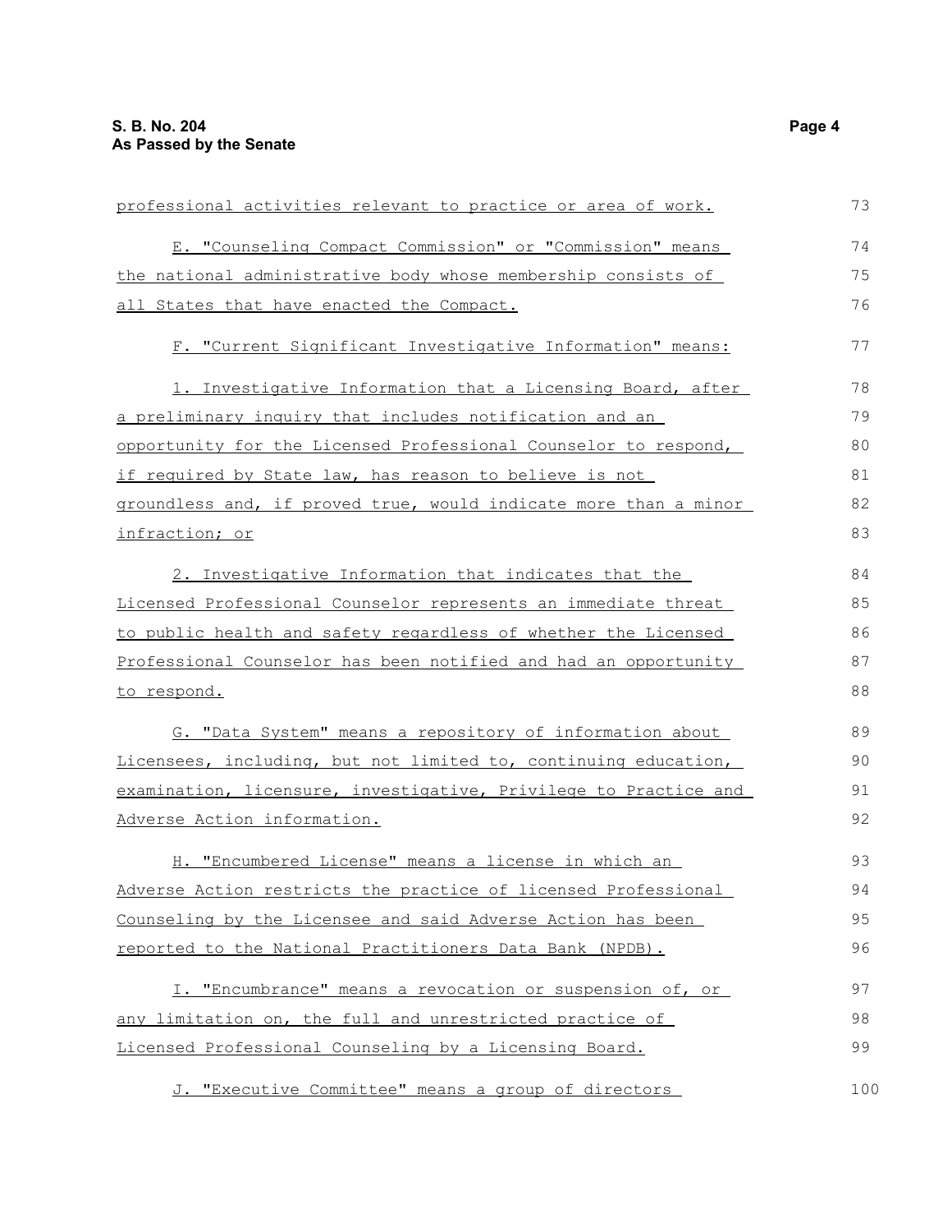professional activities relevant to practice or area of work.

E. "Counseling Compact Commission" or "Commission" means the national administrative body whose membership consists of all States that have enacted the Compact.

F. "Current Significant Investigative Information" means:

1. Investigative Information that a Licensing Board, after a preliminary inquiry that includes notification and an opportunity for the Licensed Professional Counselor to respond, if required by State law, has reason to believe is not groundless and, if proved true, would indicate more than a minor infraction; or

2. Investigative Information that indicates that the Licensed Professional Counselor represents an immediate threat to public health and safety regardless of whether the Licensed Professional Counselor has been notified and had an opportunity to respond.

G. "Data System" means a repository of information about Licensees, including, but not limited to, continuing education, examination, licensure, investigative, Privilege to Practice and Adverse Action information.

H. "Encumbered License" means a license in which an Adverse Action restricts the practice of licensed Professional Counseling by the Licensee and said Adverse Action has been reported to the National Practitioners Data Bank (NPDB).

I. "Encumbrance" means a revocation or suspension of, or any limitation on, the full and unrestricted practice of Licensed Professional Counseling by a Licensing Board.

J. "Executive Committee" means a group of directors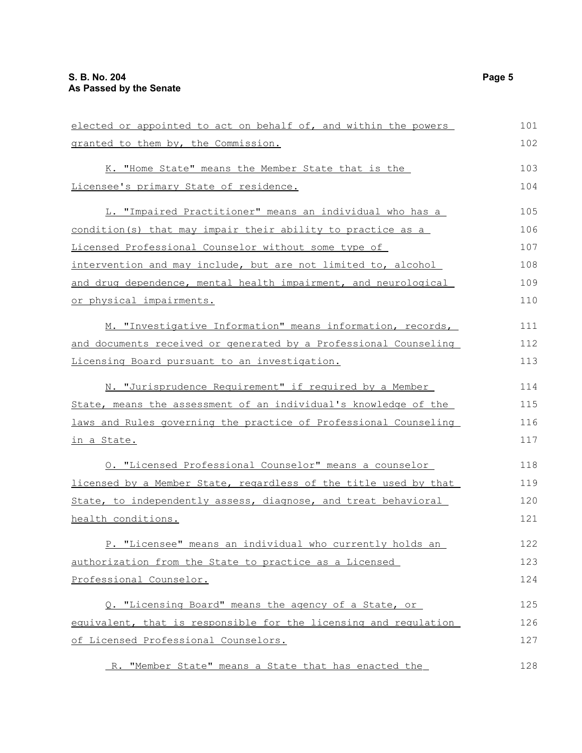elected or appointed to act on behalf of, and within the powers granted to them by, the Commission.

K. "Home State" means the Member State that is the Licensee's primary State of residence.

L. "Impaired Practitioner" means an individual who has a condition(s) that may impair their ability to practice as a Licensed Professional Counselor without some type of intervention and may include, but are not limited to, alcohol and drug dependence, mental health impairment, and neurological or physical impairments.

M. "Investigative Information" means information, records, and documents received or generated by a Professional Counseling Licensing Board pursuant to an investigation.

N. "Jurisprudence Requirement" if required by a Member State, means the assessment of an individual's knowledge of the laws and Rules governing the practice of Professional Counseling in a State.

O. "Licensed Professional Counselor" means a counselor licensed by a Member State, regardless of the title used by that State, to independently assess, diagnose, and treat behavioral health conditions.

P. "Licensee" means an individual who currently holds an authorization from the State to practice as a Licensed Professional Counselor.

Q. "Licensing Board" means the agency of a State, or equivalent, that is responsible for the licensing and regulation of Licensed Professional Counselors.

R. "Member State" means a State that has enacted the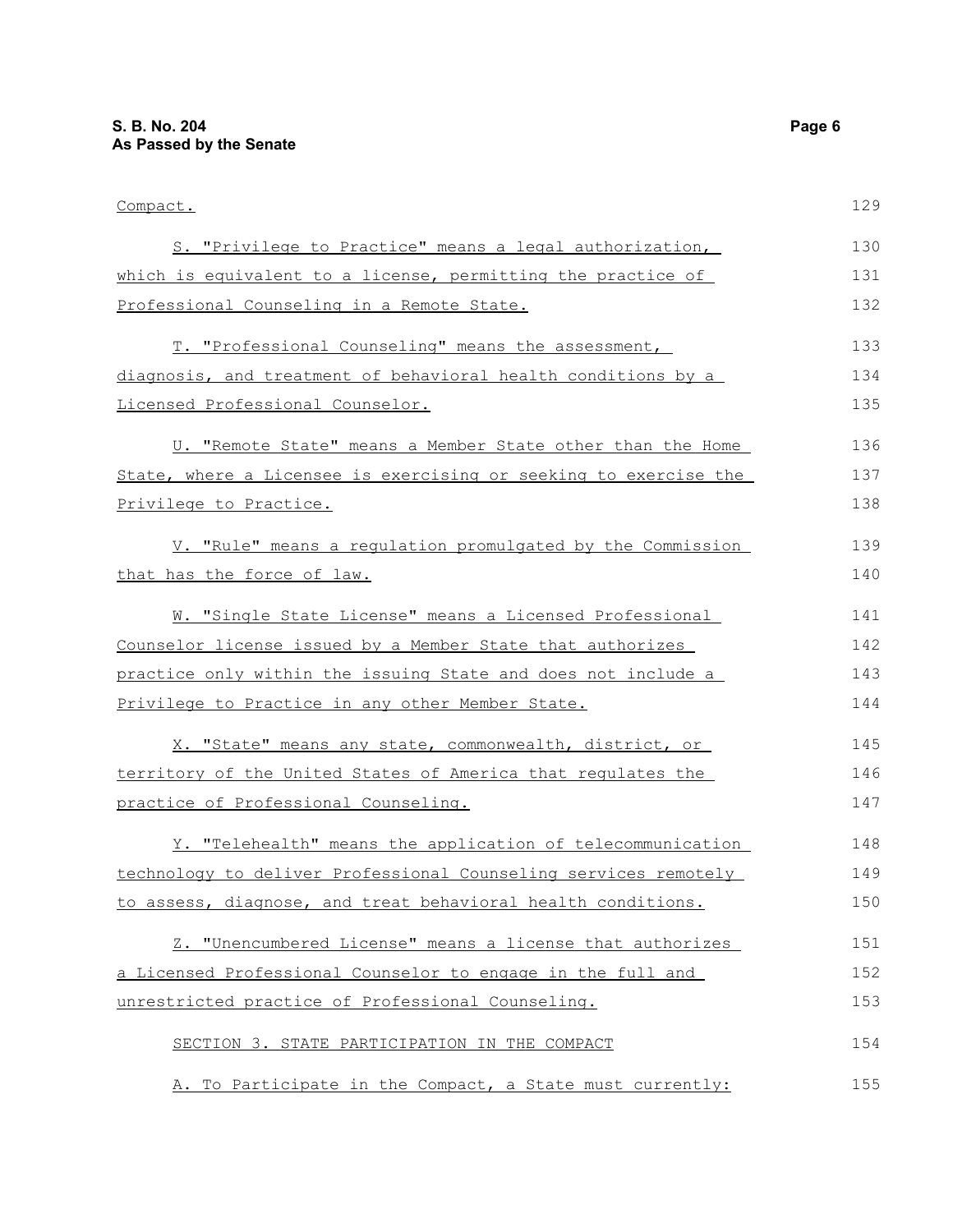Compact.

S. "Privilege to Practice" means a legal authorization, which is equivalent to a license, permitting the practice of Professional Counseling in a Remote State.

T. "Professional Counseling" means the assessment, diagnosis, and treatment of behavioral health conditions by a Licensed Professional Counselor.

U. "Remote State" means a Member State other than the Home State, where a Licensee is exercising or seeking to exercise the Privilege to Practice.

V. "Rule" means a regulation promulgated by the Commission that has the force of law.

W. "Single State License" means a Licensed Professional Counselor license issued by a Member State that authorizes practice only within the issuing State and does not include a Privilege to Practice in any other Member State.

X. "State" means any state, commonwealth, district, or territory of the United States of America that regulates the practice of Professional Counseling.

Y. "Telehealth" means the application of telecommunication technology to deliver Professional Counseling services remotely to assess, diagnose, and treat behavioral health conditions.

Z. "Unencumbered License" means a license that authorizes a Licensed Professional Counselor to engage in the full and unrestricted practice of Professional Counseling.

SECTION 3. STATE PARTICIPATION IN THE COMPACT

A. To Participate in the Compact, a State must currently: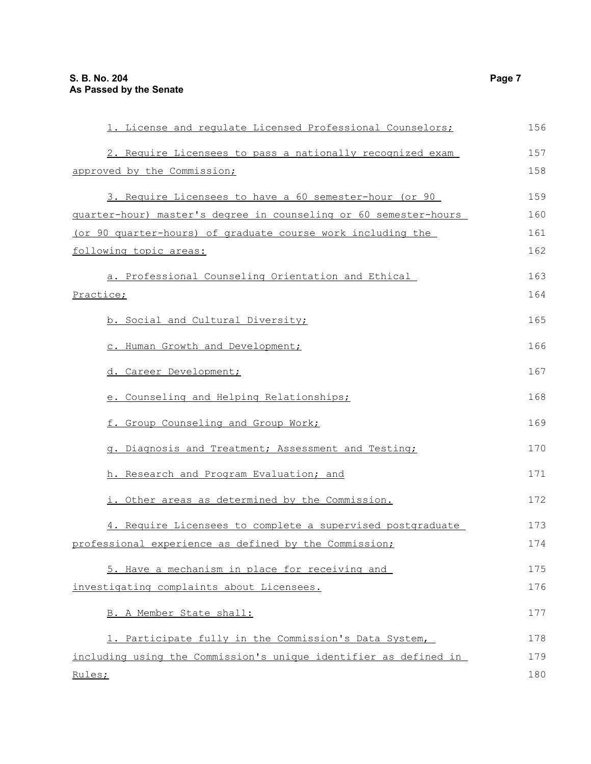1. License and regulate Licensed Professional Counselors;

2. Require Licensees to pass a nationally recognized exam approved by the Commission;

3. Require Licensees to have a 60 semester-hour (or 90 quarter-hour) master's degree in counseling or 60 semester-hours (or 90 quarter-hours) of graduate course work including the following topic areas:

a. Professional Counseling Orientation and Ethical Practice;

b. Social and Cultural Diversity;

c. Human Growth and Development;

d. Career Development;

e. Counseling and Helping Relationships;

f. Group Counseling and Group Work;

g. Diagnosis and Treatment; Assessment and Testing;

h. Research and Program Evaluation; and

i. Other areas as determined by the Commission.

4. Require Licensees to complete a supervised postgraduate professional experience as defined by the Commission;

5. Have a mechanism in place for receiving and investigating complaints about Licensees.

B. A Member State shall:

1. Participate fully in the Commission's Data System, including using the Commission's unique identifier as defined in Rules;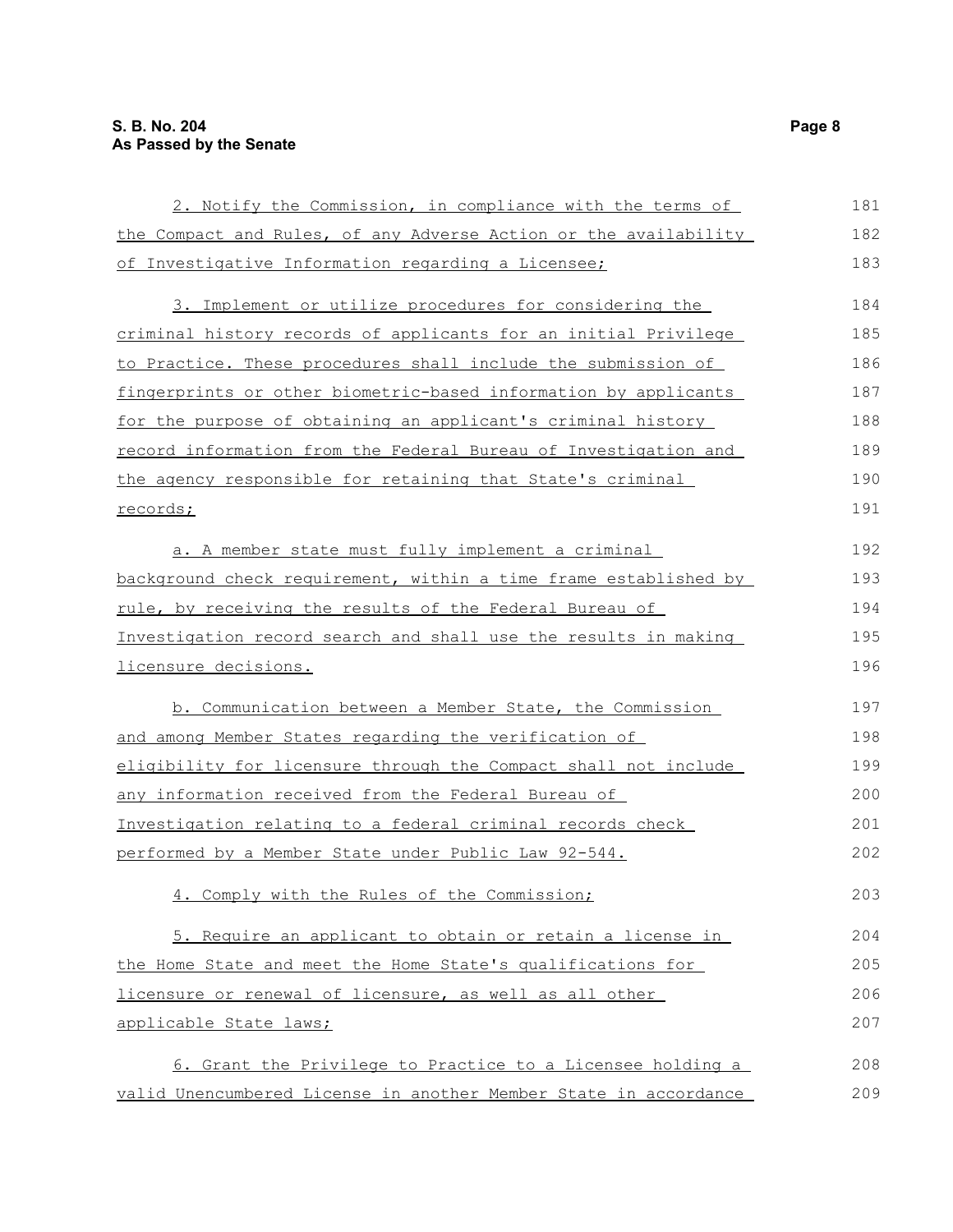2. Notify the Commission, in compliance with the terms of the Compact and Rules, of any Adverse Action or the availability of Investigative Information regarding a Licensee;

3. Implement or utilize procedures for considering the criminal history records of applicants for an initial Privilege to Practice. These procedures shall include the submission of fingerprints or other biometric-based information by applicants for the purpose of obtaining an applicant's criminal history record information from the Federal Bureau of Investigation and the agency responsible for retaining that State's criminal records;

a. A member state must fully implement a criminal background check requirement, within a time frame established by rule, by receiving the results of the Federal Bureau of Investigation record search and shall use the results in making licensure decisions.

b. Communication between a Member State, the Commission and among Member States regarding the verification of eligibility for licensure through the Compact shall not include any information received from the Federal Bureau of Investigation relating to a federal criminal records check performed by a Member State under Public Law 92-544.

4. Comply with the Rules of the Commission;

5. Require an applicant to obtain or retain a license in the Home State and meet the Home State's qualifications for licensure or renewal of licensure, as well as all other applicable State laws;

6. Grant the Privilege to Practice to a Licensee holding a valid Unencumbered License in another Member State in accordance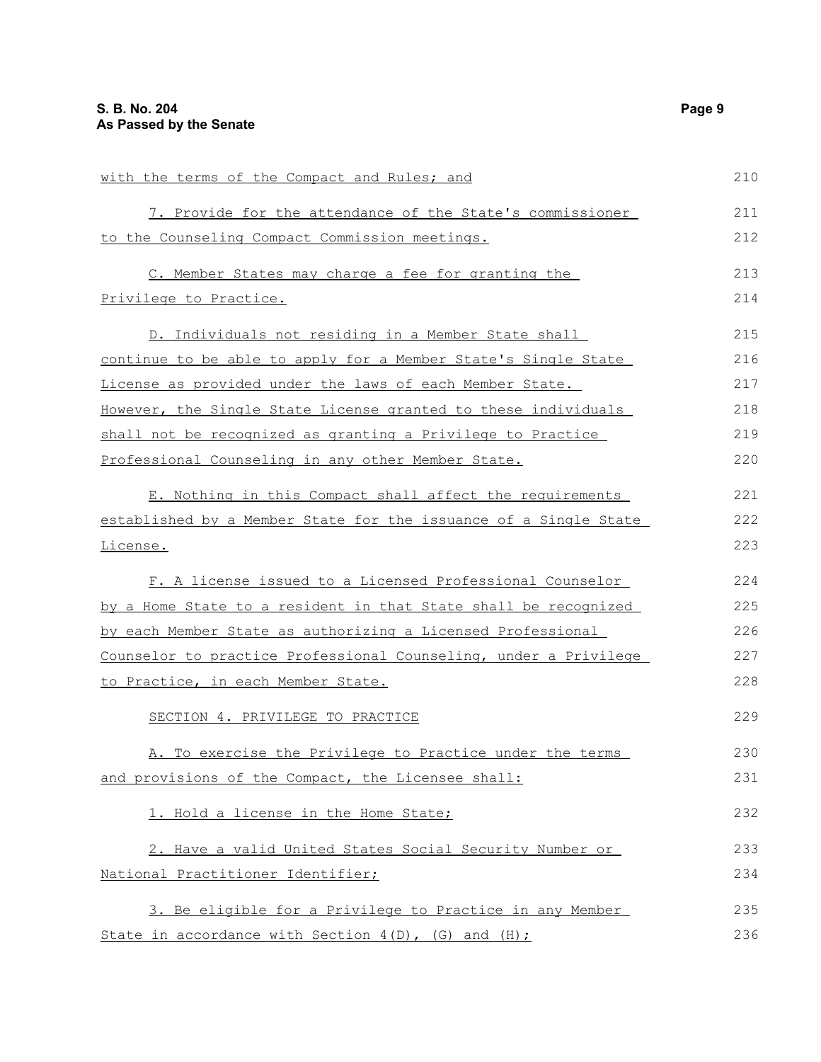with the terms of the Compact and Rules; and

7. Provide for the attendance of the State's commissioner to the Counseling Compact Commission meetings.

C. Member States may charge a fee for granting the Privilege to Practice.

D. Individuals not residing in a Member State shall continue to be able to apply for a Member State's Single State License as provided under the laws of each Member State. However, the Single State License granted to these individuals shall not be recognized as granting a Privilege to Practice Professional Counseling in any other Member State.

E. Nothing in this Compact shall affect the requirements established by a Member State for the issuance of a Single State License.

F. A license issued to a Licensed Professional Counselor by a Home State to a resident in that State shall be recognized by each Member State as authorizing a Licensed Professional Counselor to practice Professional Counseling, under a Privilege to Practice, in each Member State.

SECTION 4. PRIVILEGE TO PRACTICE

A. To exercise the Privilege to Practice under the terms and provisions of the Compact, the Licensee shall:

1. Hold a license in the Home State;

2. Have a valid United States Social Security Number or National Practitioner Identifier;

3. Be eligible for a Privilege to Practice in any Member State in accordance with Section 4(D), (G) and (H);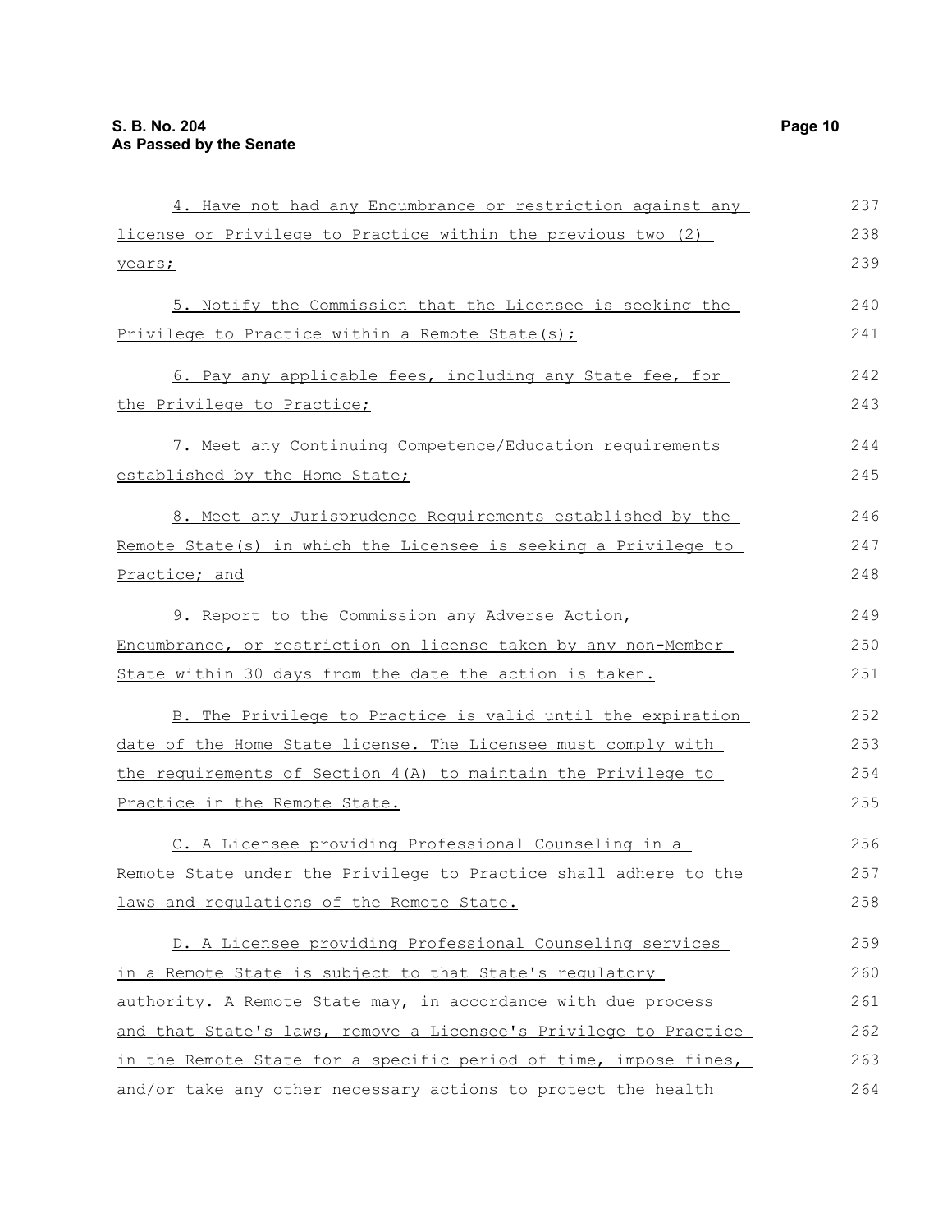4. Have not had any Encumbrance or restriction against any license or Privilege to Practice within the previous two (2) years;

5. Notify the Commission that the Licensee is seeking the Privilege to Practice within a Remote State(s);

6. Pay any applicable fees, including any State fee, for the Privilege to Practice;

7. Meet any Continuing Competence/Education requirements established by the Home State;

8. Meet any Jurisprudence Requirements established by the Remote State(s) in which the Licensee is seeking a Privilege to Practice; and

9. Report to the Commission any Adverse Action, Encumbrance, or restriction on license taken by any non-Member State within 30 days from the date the action is taken.

B. The Privilege to Practice is valid until the expiration date of the Home State license. The Licensee must comply with the requirements of Section 4(A) to maintain the Privilege to Practice in the Remote State.

C. A Licensee providing Professional Counseling in a Remote State under the Privilege to Practice shall adhere to the laws and regulations of the Remote State.

D. A Licensee providing Professional Counseling services in a Remote State is subject to that State's regulatory authority. A Remote State may, in accordance with due process and that State's laws, remove a Licensee's Privilege to Practice in the Remote State for a specific period of time, impose fines, and/or take any other necessary actions to protect the health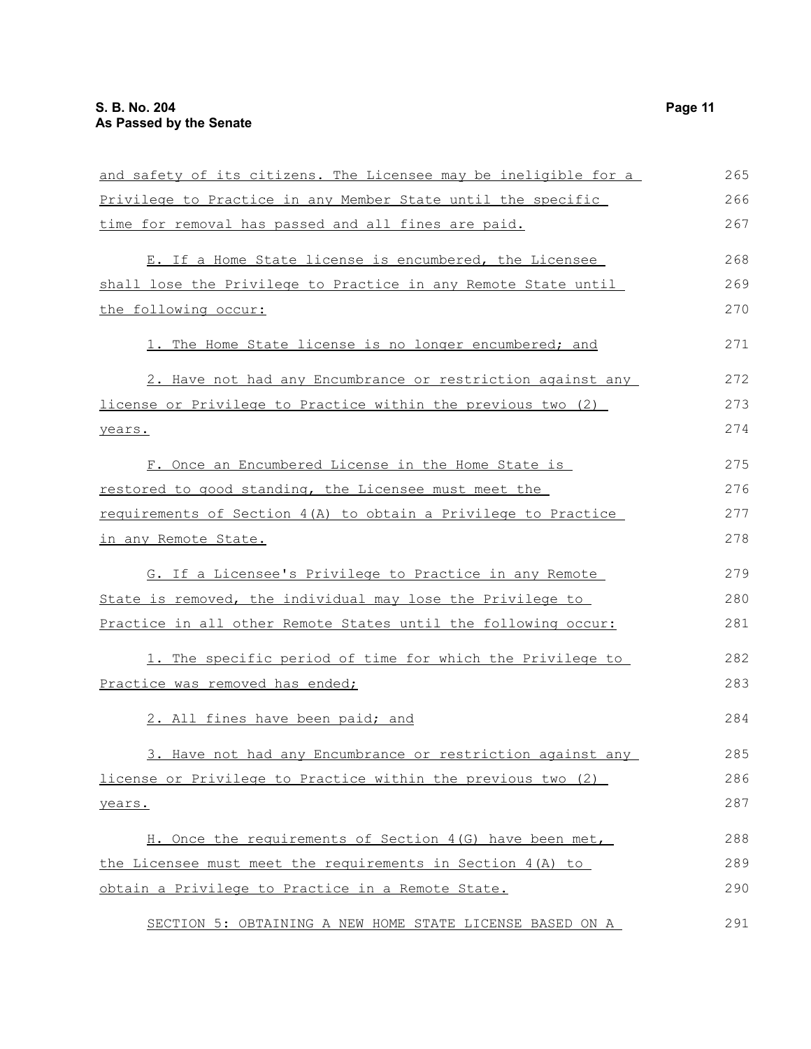and safety of its citizens. The Licensee may be ineligible for a Privilege to Practice in any Member State until the specific time for removal has passed and all fines are paid.

E. If a Home State license is encumbered, the Licensee shall lose the Privilege to Practice in any Remote State until the following occur:

1. The Home State license is no longer encumbered; and

2. Have not had any Encumbrance or restriction against any license or Privilege to Practice within the previous two (2) years.

F. Once an Encumbered License in the Home State is restored to good standing, the Licensee must meet the requirements of Section 4(A) to obtain a Privilege to Practice in any Remote State.

G. If a Licensee's Privilege to Practice in any Remote State is removed, the individual may lose the Privilege to Practice in all other Remote States until the following occur:

1. The specific period of time for which the Privilege to Practice was removed has ended;

2. All fines have been paid; and

3. Have not had any Encumbrance or restriction against any license or Privilege to Practice within the previous two (2) years.

H. Once the requirements of Section 4(G) have been met, the Licensee must meet the requirements in Section 4(A) to obtain a Privilege to Practice in a Remote State.

SECTION 5: OBTAINING A NEW HOME STATE LICENSE BASED ON A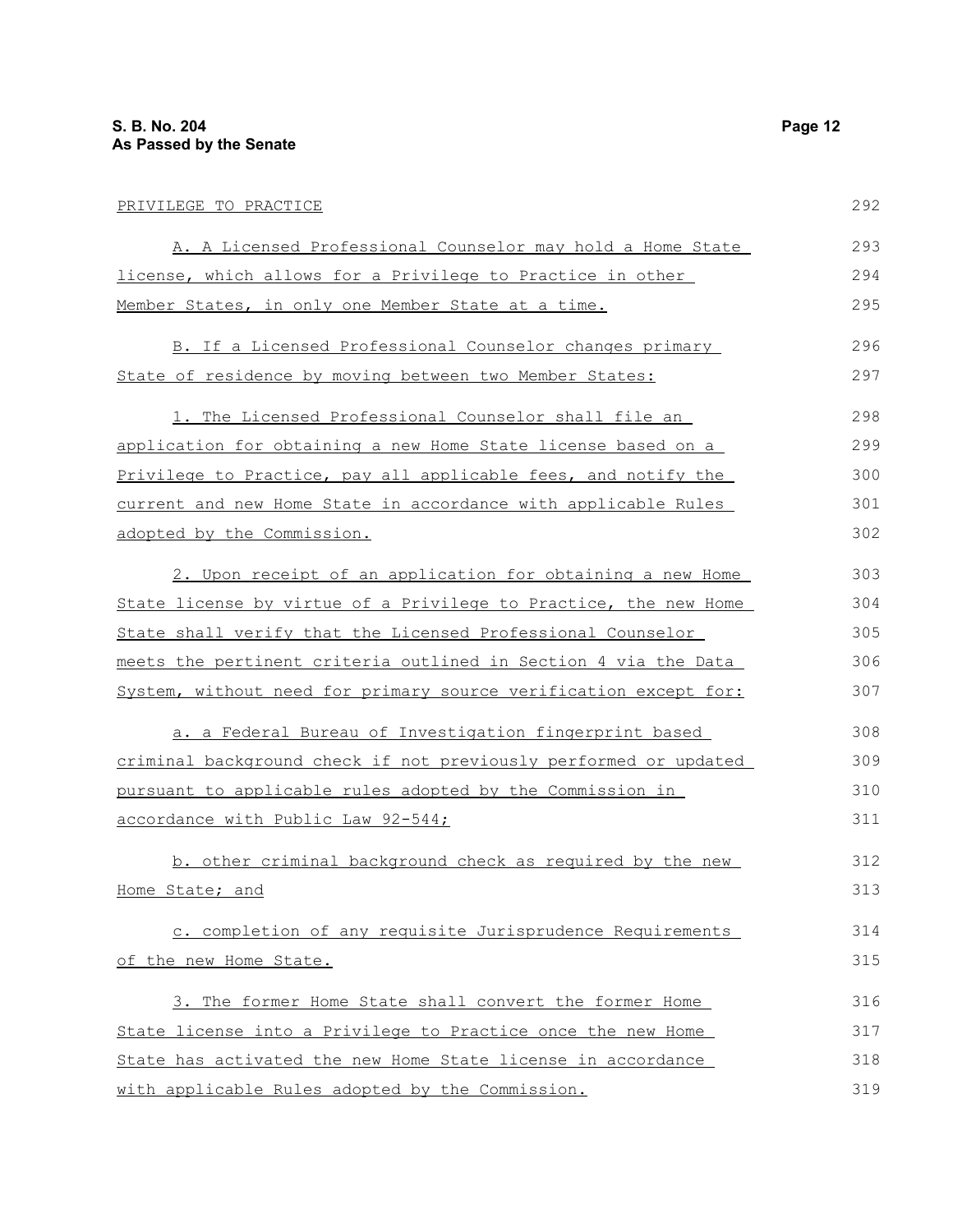PRIVILEGE TO PRACTICE

A. A Licensed Professional Counselor may hold a Home State license, which allows for a Privilege to Practice in other Member States, in only one Member State at a time.

B. If a Licensed Professional Counselor changes primary State of residence by moving between two Member States:

1. The Licensed Professional Counselor shall file an application for obtaining a new Home State license based on a Privilege to Practice, pay all applicable fees, and notify the current and new Home State in accordance with applicable Rules adopted by the Commission.

2. Upon receipt of an application for obtaining a new Home State license by virtue of a Privilege to Practice, the new Home State shall verify that the Licensed Professional Counselor meets the pertinent criteria outlined in Section 4 via the Data System, without need for primary source verification except for:

a. a Federal Bureau of Investigation fingerprint based criminal background check if not previously performed or updated pursuant to applicable rules adopted by the Commission in accordance with Public Law 92-544;

b. other criminal background check as required by the new Home State; and

c. completion of any requisite Jurisprudence Requirements of the new Home State.

3. The former Home State shall convert the former Home State license into a Privilege to Practice once the new Home State has activated the new Home State license in accordance with applicable Rules adopted by the Commission.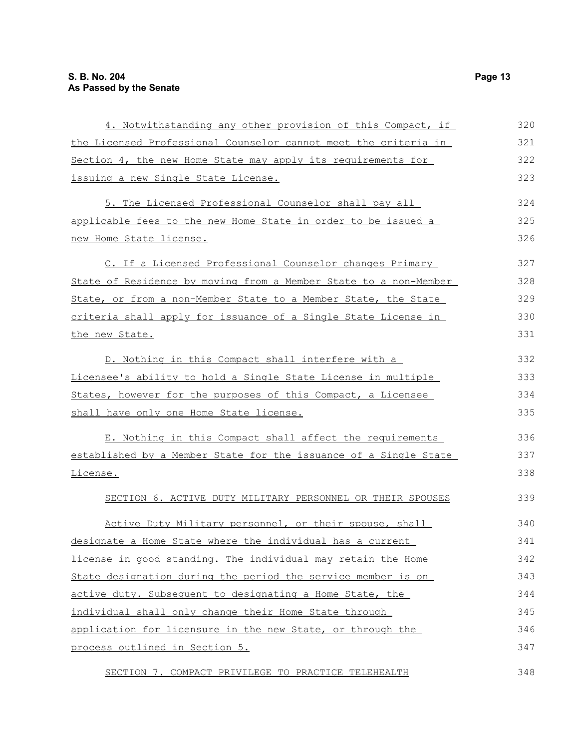4. Notwithstanding any other provision of this Compact, if the Licensed Professional Counselor cannot meet the criteria in Section 4, the new Home State may apply its requirements for issuing a new Single State License.

5. The Licensed Professional Counselor shall pay all applicable fees to the new Home State in order to be issued a new Home State license.

C. If a Licensed Professional Counselor changes Primary State of Residence by moving from a Member State to a non-Member State, or from a non-Member State to a Member State, the State criteria shall apply for issuance of a Single State License in the new State.

D. Nothing in this Compact shall interfere with a Licensee's ability to hold a Single State License in multiple States, however for the purposes of this Compact, a Licensee shall have only one Home State license.

E. Nothing in this Compact shall affect the requirements established by a Member State for the issuance of a Single State License.

SECTION 6. ACTIVE DUTY MILITARY PERSONNEL OR THEIR SPOUSES

Active Duty Military personnel, or their spouse, shall designate a Home State where the individual has a current license in good standing. The individual may retain the Home State designation during the period the service member is on active duty. Subsequent to designating a Home State, the individual shall only change their Home State through application for licensure in the new State, or through the process outlined in Section 5.

SECTION 7. COMPACT PRIVILEGE TO PRACTICE TELEHEALTH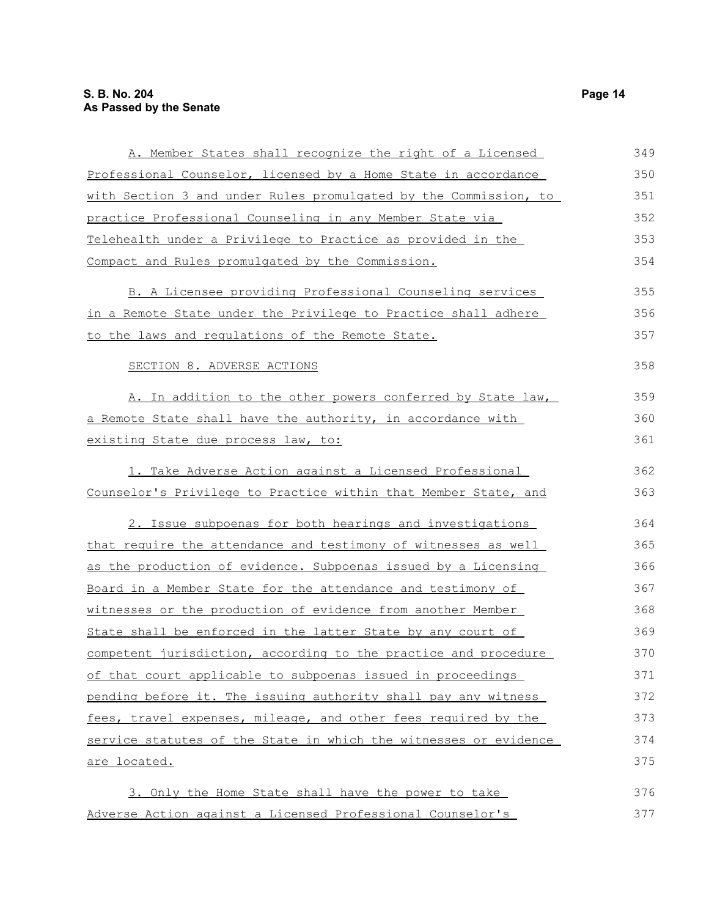A. Member States shall recognize the right of a Licensed Professional Counselor, licensed by a Home State in accordance with Section 3 and under Rules promulgated by the Commission, to practice Professional Counseling in any Member State via Telehealth under a Privilege to Practice as provided in the Compact and Rules promulgated by the Commission.

B. A Licensee providing Professional Counseling services in a Remote State under the Privilege to Practice shall adhere to the laws and regulations of the Remote State.

SECTION 8. ADVERSE ACTIONS

A. In addition to the other powers conferred by State law, a Remote State shall have the authority, in accordance with existing State due process law, to:

1. Take Adverse Action against a Licensed Professional Counselor's Privilege to Practice within that Member State, and

2. Issue subpoenas for both hearings and investigations that require the attendance and testimony of witnesses as well as the production of evidence. Subpoenas issued by a Licensing Board in a Member State for the attendance and testimony of witnesses or the production of evidence from another Member State shall be enforced in the latter State by any court of competent jurisdiction, according to the practice and procedure of that court applicable to subpoenas issued in proceedings pending before it. The issuing authority shall pay any witness fees, travel expenses, mileage, and other fees required by the service statutes of the State in which the witnesses or evidence are located.

3. Only the Home State shall have the power to take Adverse Action against a Licensed Professional Counselor's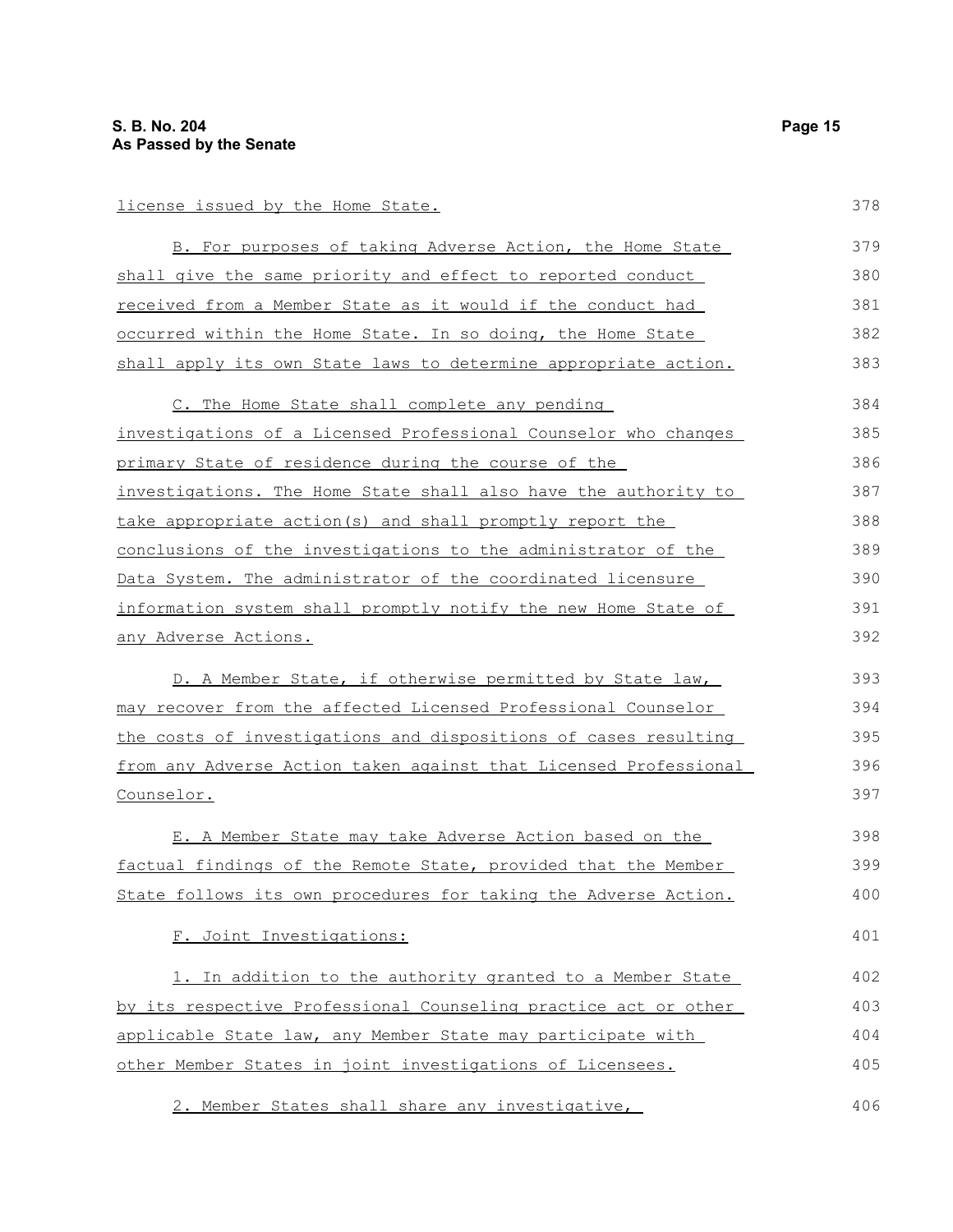license issued by the Home State.

B. For purposes of taking Adverse Action, the Home State shall give the same priority and effect to reported conduct received from a Member State as it would if the conduct had occurred within the Home State. In so doing, the Home State shall apply its own State laws to determine appropriate action.

C. The Home State shall complete any pending investigations of a Licensed Professional Counselor who changes primary State of residence during the course of the investigations. The Home State shall also have the authority to take appropriate action(s) and shall promptly report the conclusions of the investigations to the administrator of the Data System. The administrator of the coordinated licensure information system shall promptly notify the new Home State of any Adverse Actions.

D. A Member State, if otherwise permitted by State law, may recover from the affected Licensed Professional Counselor the costs of investigations and dispositions of cases resulting from any Adverse Action taken against that Licensed Professional Counselor.

E. A Member State may take Adverse Action based on the factual findings of the Remote State, provided that the Member State follows its own procedures for taking the Adverse Action.

F. Joint Investigations:

1. In addition to the authority granted to a Member State by its respective Professional Counseling practice act or other applicable State law, any Member State may participate with other Member States in joint investigations of Licensees.

2. Member States shall share any investigative,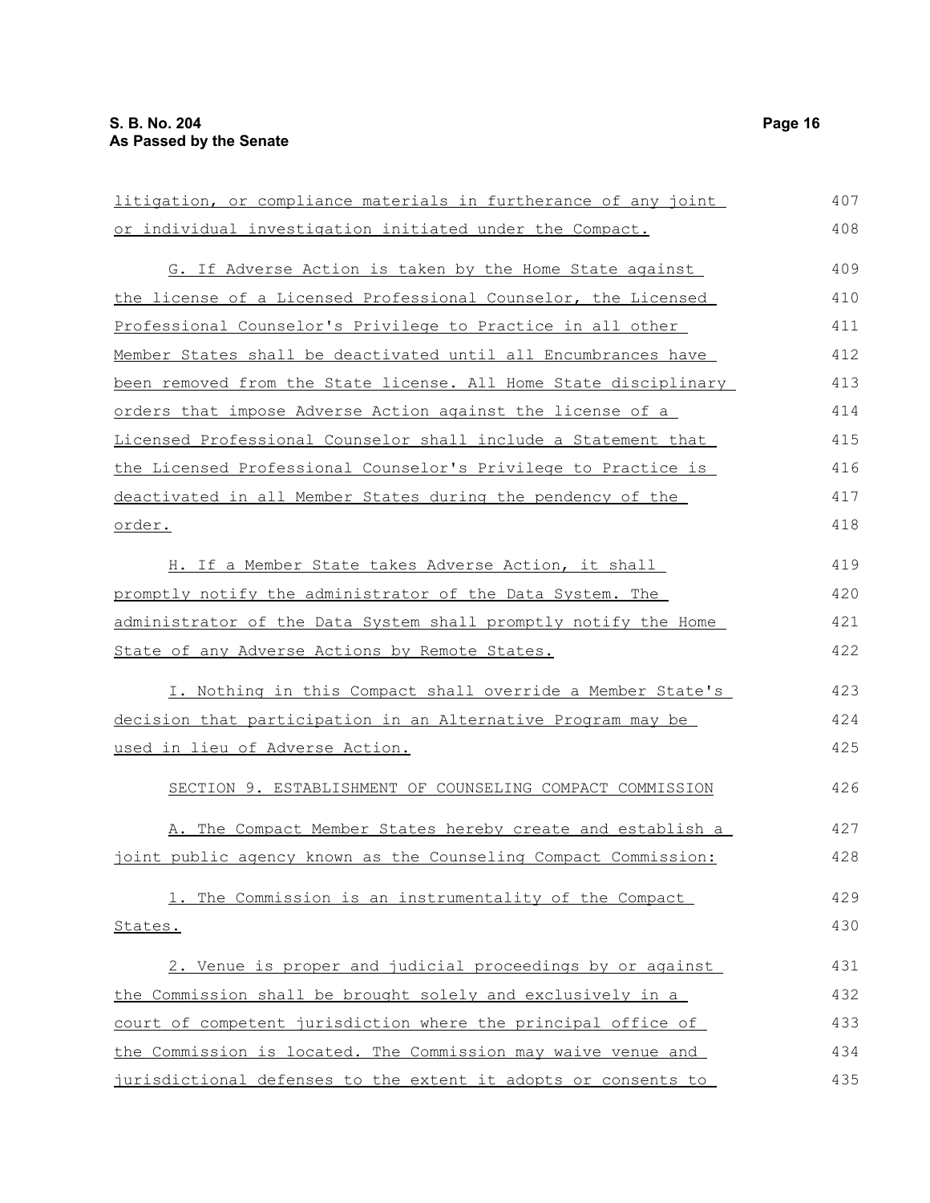litigation, or compliance materials in furtherance of any joint or individual investigation initiated under the Compact.

G. If Adverse Action is taken by the Home State against the license of a Licensed Professional Counselor, the Licensed Professional Counselor's Privilege to Practice in all other Member States shall be deactivated until all Encumbrances have been removed from the State license. All Home State disciplinary orders that impose Adverse Action against the license of a Licensed Professional Counselor shall include a Statement that the Licensed Professional Counselor's Privilege to Practice is deactivated in all Member States during the pendency of the order.

H. If a Member State takes Adverse Action, it shall promptly notify the administrator of the Data System. The administrator of the Data System shall promptly notify the Home State of any Adverse Actions by Remote States.

I. Nothing in this Compact shall override a Member State's decision that participation in an Alternative Program may be used in lieu of Adverse Action.

SECTION 9. ESTABLISHMENT OF COUNSELING COMPACT COMMISSION

A. The Compact Member States hereby create and establish a joint public agency known as the Counseling Compact Commission:

1. The Commission is an instrumentality of the Compact States.

2. Venue is proper and judicial proceedings by or against the Commission shall be brought solely and exclusively in a court of competent jurisdiction where the principal office of the Commission is located. The Commission may waive venue and jurisdictional defenses to the extent it adopts or consents to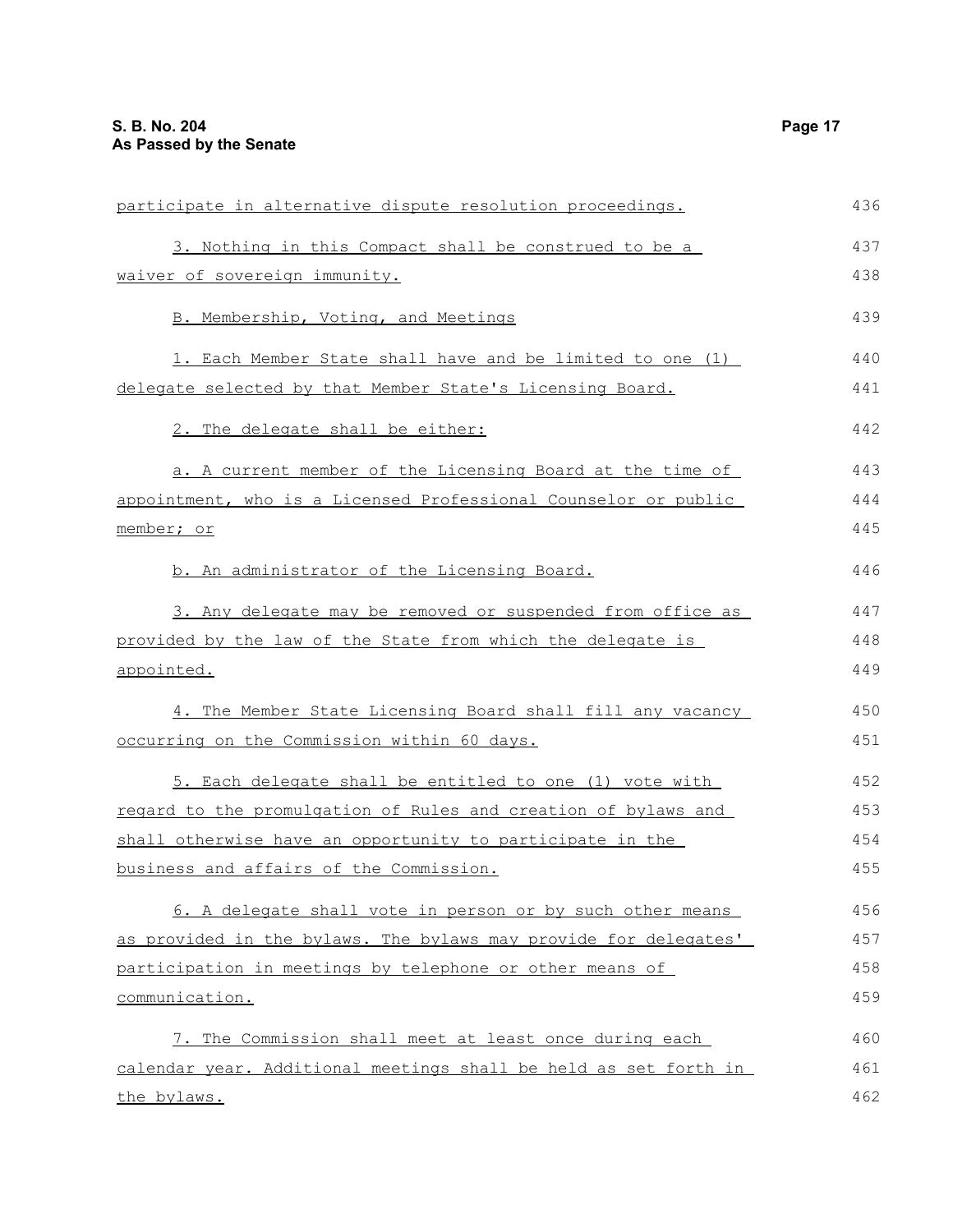participate in alternative dispute resolution proceedings.

3. Nothing in this Compact shall be construed to be a waiver of sovereign immunity.

B. Membership, Voting, and Meetings

1. Each Member State shall have and be limited to one (1) delegate selected by that Member State's Licensing Board.

2. The delegate shall be either:

a. A current member of the Licensing Board at the time of appointment, who is a Licensed Professional Counselor or public member; or

b. An administrator of the Licensing Board.

3. Any delegate may be removed or suspended from office as provided by the law of the State from which the delegate is appointed.

4. The Member State Licensing Board shall fill any vacancy occurring on the Commission within 60 days.

5. Each delegate shall be entitled to one (1) vote with regard to the promulgation of Rules and creation of bylaws and shall otherwise have an opportunity to participate in the business and affairs of the Commission.

6. A delegate shall vote in person or by such other means as provided in the bylaws. The bylaws may provide for delegates' participation in meetings by telephone or other means of communication.

7. The Commission shall meet at least once during each calendar year. Additional meetings shall be held as set forth in the bylaws.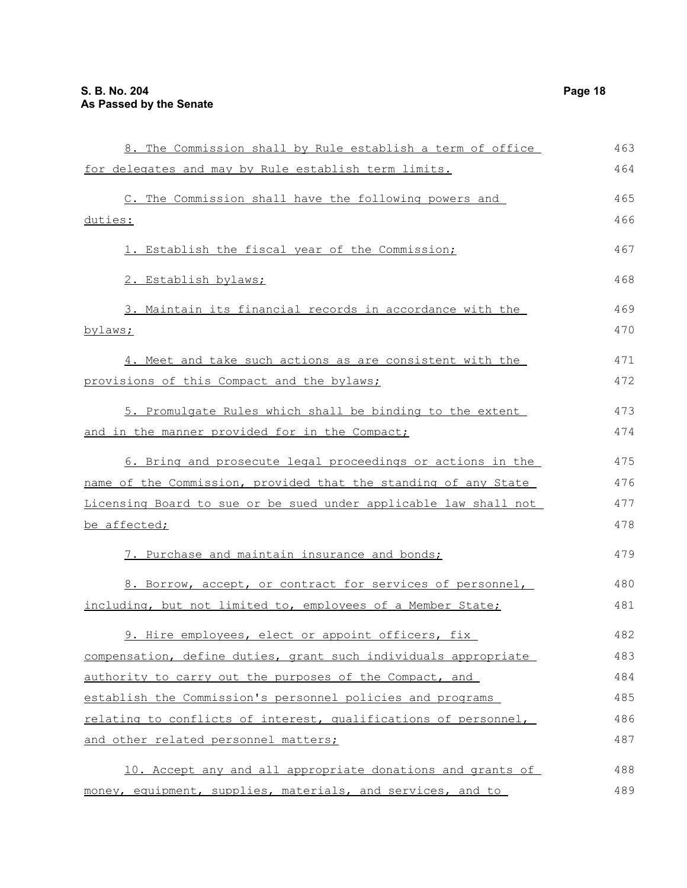8. The Commission shall by Rule establish a term of office for delegates and may by Rule establish term limits.

C. The Commission shall have the following powers and duties:

1. Establish the fiscal year of the Commission;

2. Establish bylaws;

3. Maintain its financial records in accordance with the bylaws;

4. Meet and take such actions as are consistent with the provisions of this Compact and the bylaws;

5. Promulgate Rules which shall be binding to the extent and in the manner provided for in the Compact;

6. Bring and prosecute legal proceedings or actions in the name of the Commission, provided that the standing of any State Licensing Board to sue or be sued under applicable law shall not be affected;

7. Purchase and maintain insurance and bonds;

8. Borrow, accept, or contract for services of personnel, including, but not limited to, employees of a Member State;

9. Hire employees, elect or appoint officers, fix compensation, define duties, grant such individuals appropriate authority to carry out the purposes of the Compact, and establish the Commission's personnel policies and programs relating to conflicts of interest, qualifications of personnel, and other related personnel matters;

10. Accept any and all appropriate donations and grants of money, equipment, supplies, materials, and services, and to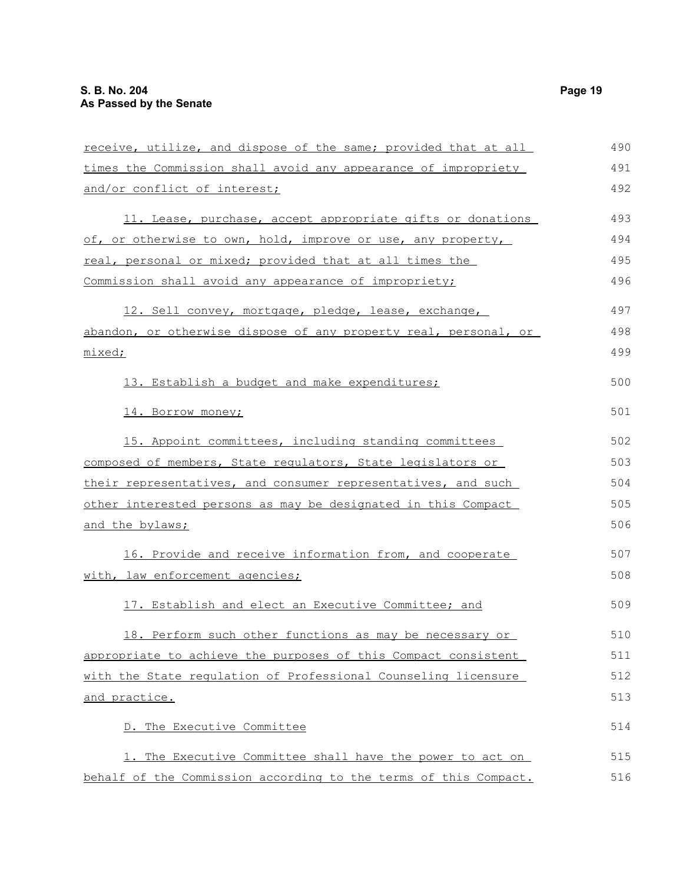receive, utilize, and dispose of the same; provided that at all times the Commission shall avoid any appearance of impropriety and/or conflict of interest;

11. Lease, purchase, accept appropriate gifts or donations of, or otherwise to own, hold, improve or use, any property, real, personal or mixed; provided that at all times the Commission shall avoid any appearance of impropriety;

12. Sell convey, mortgage, pledge, lease, exchange, abandon, or otherwise dispose of any property real, personal, or mixed;

13. Establish a budget and make expenditures;

14. Borrow money;

15. Appoint committees, including standing committees composed of members, State regulators, State legislators or their representatives, and consumer representatives, and such other interested persons as may be designated in this Compact and the bylaws;

16. Provide and receive information from, and cooperate with, law enforcement agencies;

17. Establish and elect an Executive Committee; and

18. Perform such other functions as may be necessary or appropriate to achieve the purposes of this Compact consistent with the State regulation of Professional Counseling licensure and practice.

D. The Executive Committee

1. The Executive Committee shall have the power to act on behalf of the Commission according to the terms of this Compact.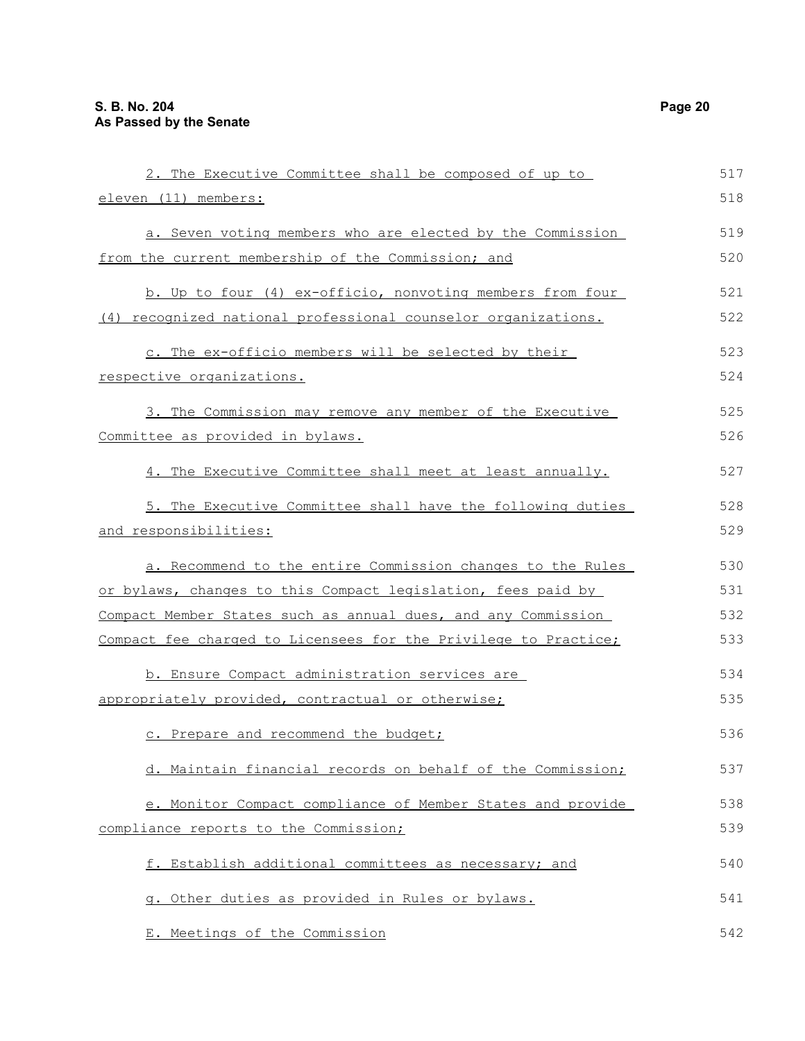2. The Executive Committee shall be composed of up to eleven (11) members:

a. Seven voting members who are elected by the Commission from the current membership of the Commission; and

b. Up to four (4) ex-officio, nonvoting members from four (4) recognized national professional counselor organizations.

c. The ex-officio members will be selected by their respective organizations.

3. The Commission may remove any member of the Executive Committee as provided in bylaws.

4. The Executive Committee shall meet at least annually.

5. The Executive Committee shall have the following duties and responsibilities:

a. Recommend to the entire Commission changes to the Rules or bylaws, changes to this Compact legislation, fees paid by Compact Member States such as annual dues, and any Commission Compact fee charged to Licensees for the Privilege to Practice;

b. Ensure Compact administration services are appropriately provided, contractual or otherwise;

c. Prepare and recommend the budget;

d. Maintain financial records on behalf of the Commission;

e. Monitor Compact compliance of Member States and provide compliance reports to the Commission;

f. Establish additional committees as necessary; and

g. Other duties as provided in Rules or bylaws.

E. Meetings of the Commission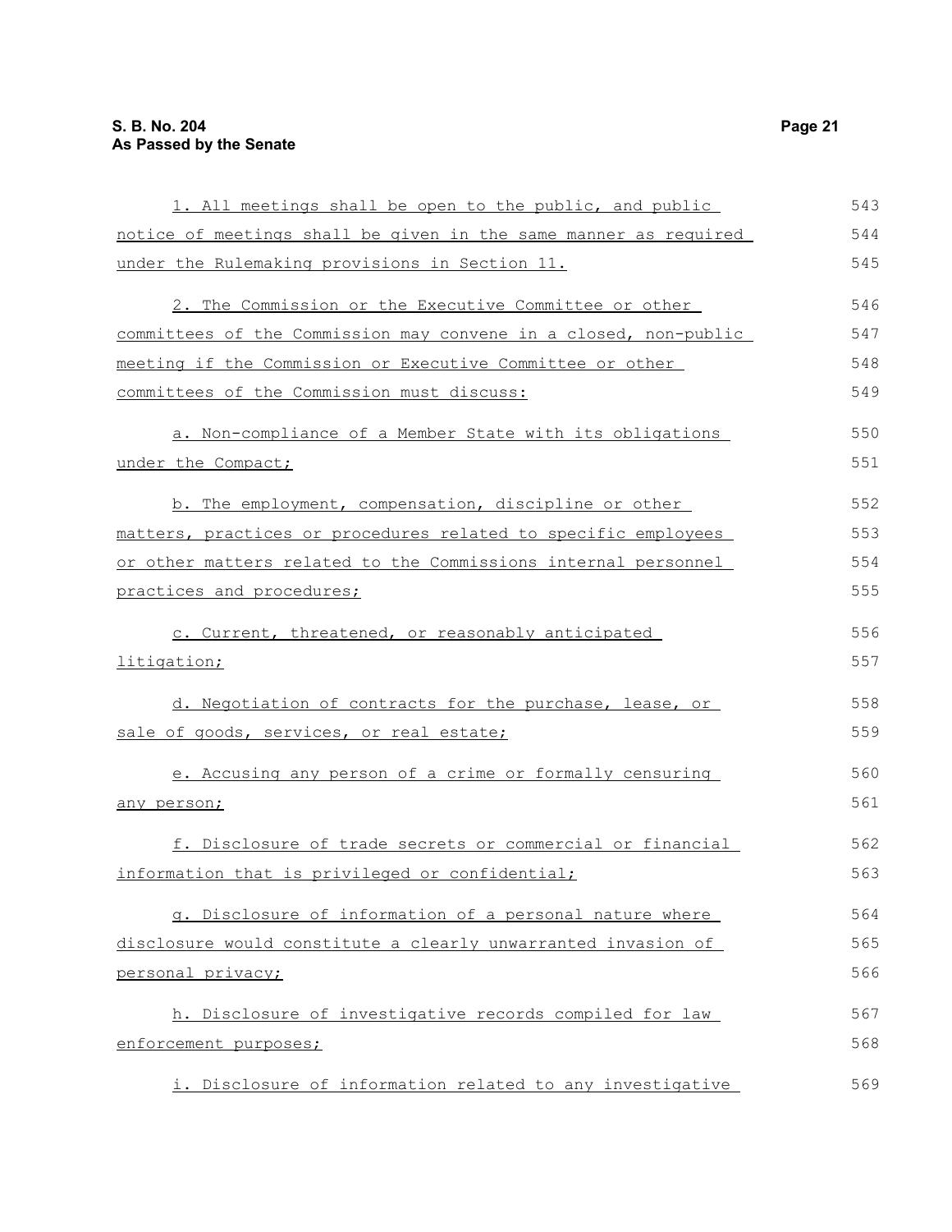1. All meetings shall be open to the public, and public notice of meetings shall be given in the same manner as required under the Rulemaking provisions in Section 11.

2. The Commission or the Executive Committee or other committees of the Commission may convene in a closed, non-public meeting if the Commission or Executive Committee or other committees of the Commission must discuss:

a. Non-compliance of a Member State with its obligations under the Compact;

b. The employment, compensation, discipline or other matters, practices or procedures related to specific employees or other matters related to the Commissions internal personnel practices and procedures;

c. Current, threatened, or reasonably anticipated litigation;

d. Negotiation of contracts for the purchase, lease, or sale of goods, services, or real estate;

e. Accusing any person of a crime or formally censuring any person;

f. Disclosure of trade secrets or commercial or financial information that is privileged or confidential;

g. Disclosure of information of a personal nature where disclosure would constitute a clearly unwarranted invasion of personal privacy;

h. Disclosure of investigative records compiled for law enforcement purposes;

i. Disclosure of information related to any investigative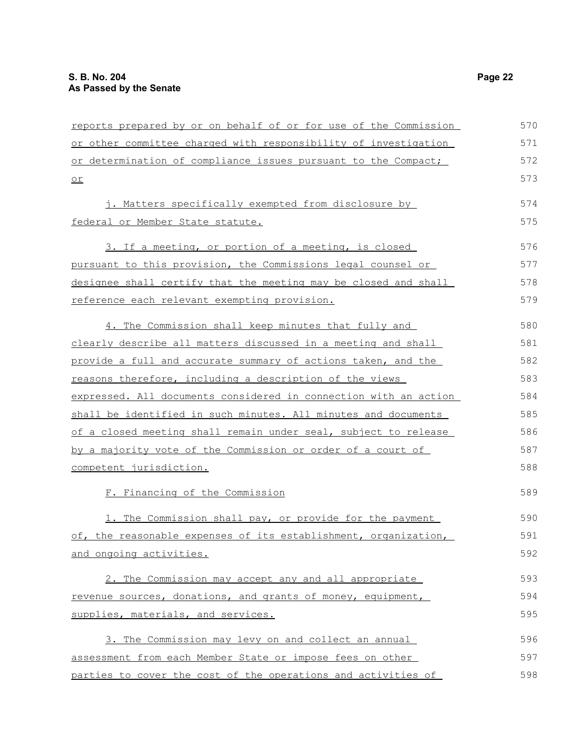reports prepared by or on behalf of or for use of the Commission or other committee charged with responsibility of investigation or determination of compliance issues pursuant to the Compact; or

j. Matters specifically exempted from disclosure by federal or Member State statute.

3. If a meeting, or portion of a meeting, is closed pursuant to this provision, the Commissions legal counsel or designee shall certify that the meeting may be closed and shall reference each relevant exempting provision.

4. The Commission shall keep minutes that fully and clearly describe all matters discussed in a meeting and shall provide a full and accurate summary of actions taken, and the reasons therefore, including a description of the views expressed. All documents considered in connection with an action shall be identified in such minutes. All minutes and documents of a closed meeting shall remain under seal, subject to release by a majority vote of the Commission or order of a court of competent jurisdiction.

F. Financing of the Commission

1. The Commission shall pay, or provide for the payment of, the reasonable expenses of its establishment, organization, and ongoing activities.

2. The Commission may accept any and all appropriate revenue sources, donations, and grants of money, equipment, supplies, materials, and services.

3. The Commission may levy on and collect an annual assessment from each Member State or impose fees on other parties to cover the cost of the operations and activities of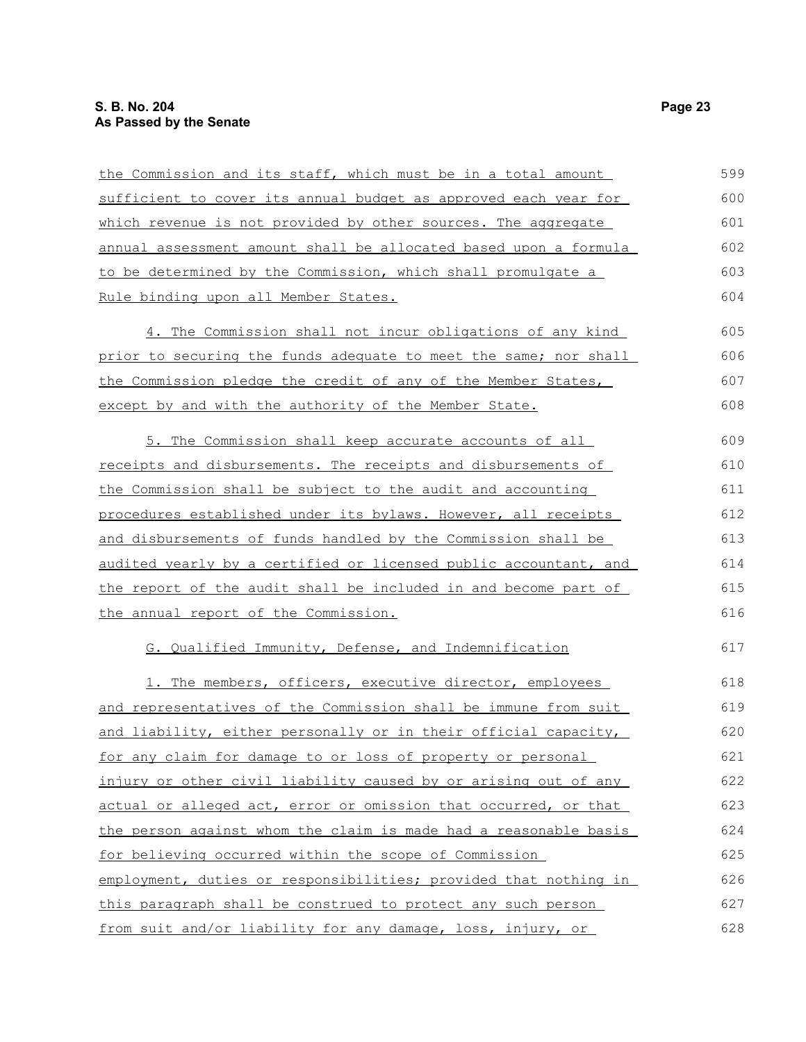the Commission and its staff, which must be in a total amount sufficient to cover its annual budget as approved each year for which revenue is not provided by other sources. The aggregate annual assessment amount shall be allocated based upon a formula to be determined by the Commission, which shall promulgate a Rule binding upon all Member States.

4. The Commission shall not incur obligations of any kind prior to securing the funds adequate to meet the same; nor shall the Commission pledge the credit of any of the Member States, except by and with the authority of the Member State.

5. The Commission shall keep accurate accounts of all receipts and disbursements. The receipts and disbursements of the Commission shall be subject to the audit and accounting procedures established under its bylaws. However, all receipts and disbursements of funds handled by the Commission shall be audited yearly by a certified or licensed public accountant, and the report of the audit shall be included in and become part of the annual report of the Commission.

G. Qualified Immunity, Defense, and Indemnification

1. The members, officers, executive director, employees and representatives of the Commission shall be immune from suit and liability, either personally or in their official capacity, for any claim for damage to or loss of property or personal injury or other civil liability caused by or arising out of any actual or alleged act, error or omission that occurred, or that the person against whom the claim is made had a reasonable basis for believing occurred within the scope of Commission employment, duties or responsibilities; provided that nothing in this paragraph shall be construed to protect any such person from suit and/or liability for any damage, loss, injury, or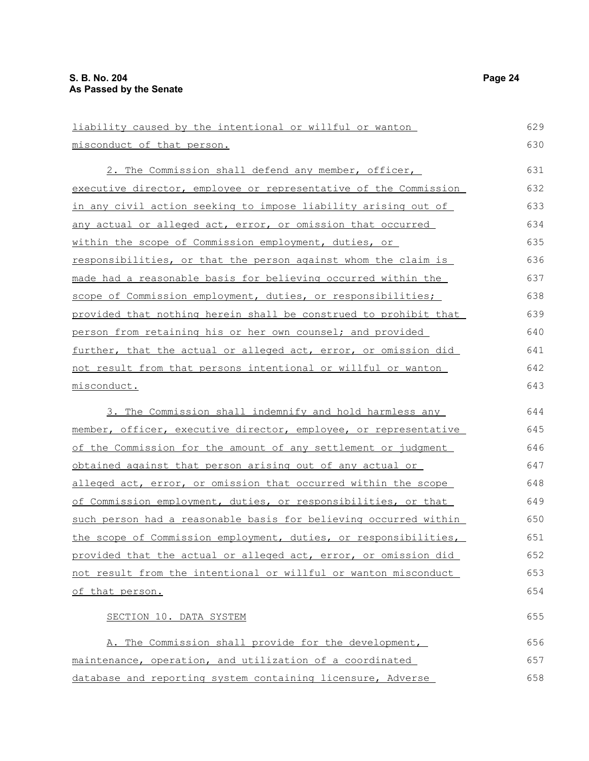liability caused by the intentional or willful or wanton misconduct of that person.

2. The Commission shall defend any member, officer, executive director, employee or representative of the Commission in any civil action seeking to impose liability arising out of any actual or alleged act, error, or omission that occurred within the scope of Commission employment, duties, or responsibilities, or that the person against whom the claim is made had a reasonable basis for believing occurred within the scope of Commission employment, duties, or responsibilities; provided that nothing herein shall be construed to prohibit that person from retaining his or her own counsel; and provided further, that the actual or alleged act, error, or omission did not result from that persons intentional or willful or wanton misconduct.

3. The Commission shall indemnify and hold harmless any member, officer, executive director, employee, or representative of the Commission for the amount of any settlement or judgment obtained against that person arising out of any actual or alleged act, error, or omission that occurred within the scope of Commission employment, duties, or responsibilities, or that such person had a reasonable basis for believing occurred within the scope of Commission employment, duties, or responsibilities, provided that the actual or alleged act, error, or omission did not result from the intentional or willful or wanton misconduct of that person.

SECTION 10. DATA SYSTEM

A. The Commission shall provide for the development, maintenance, operation, and utilization of a coordinated database and reporting system containing licensure, Adverse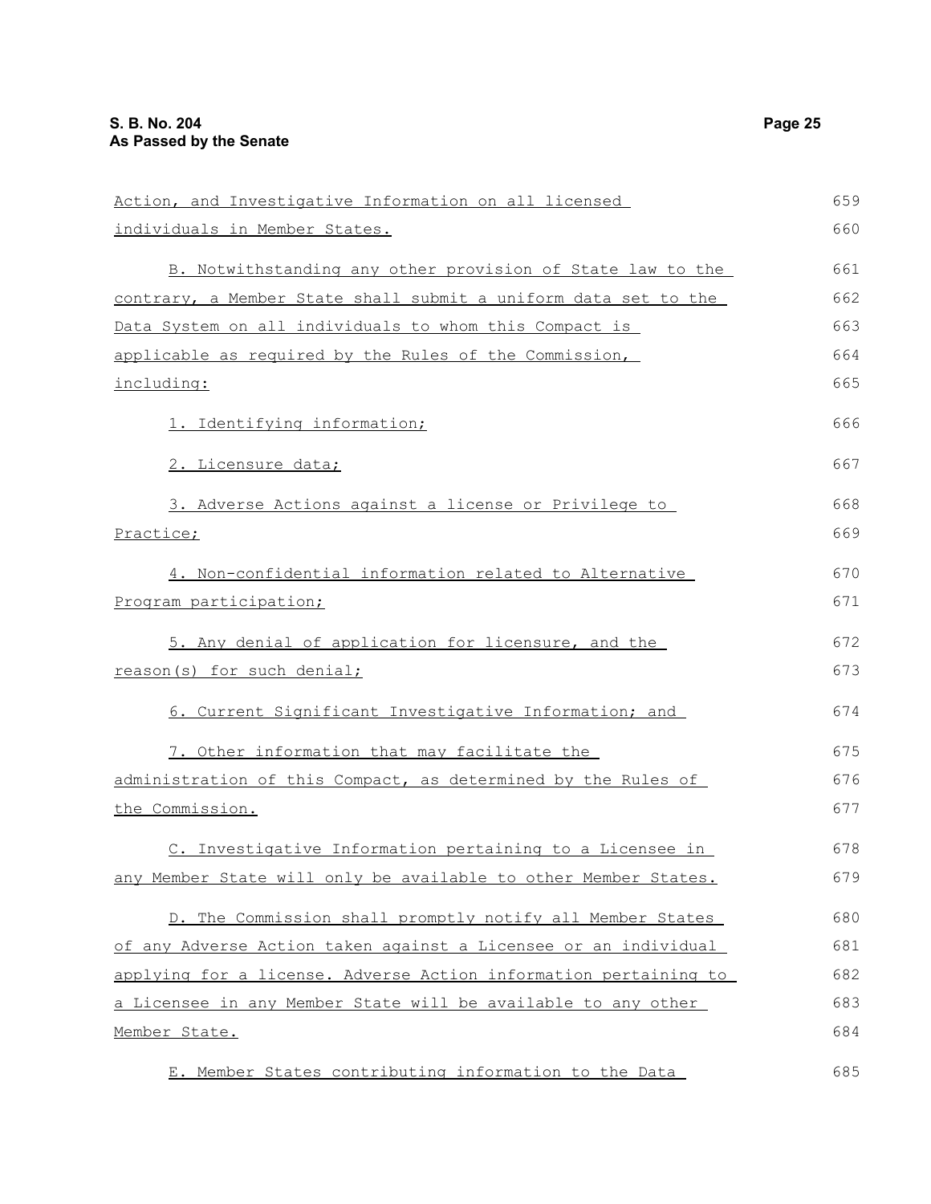Action, and Investigative Information on all licensed individuals in Member States.

B. Notwithstanding any other provision of State law to the contrary, a Member State shall submit a uniform data set to the Data System on all individuals to whom this Compact is applicable as required by the Rules of the Commission, including:

1. Identifying information;

2. Licensure data;

3. Adverse Actions against a license or Privilege to Practice;

4. Non-confidential information related to Alternative Program participation;

5. Any denial of application for licensure, and the reason(s) for such denial;

6. Current Significant Investigative Information; and

7. Other information that may facilitate the administration of this Compact, as determined by the Rules of the Commission.

C. Investigative Information pertaining to a Licensee in any Member State will only be available to other Member States.

D. The Commission shall promptly notify all Member States of any Adverse Action taken against a Licensee or an individual applying for a license. Adverse Action information pertaining to a Licensee in any Member State will be available to any other Member State.

E. Member States contributing information to the Data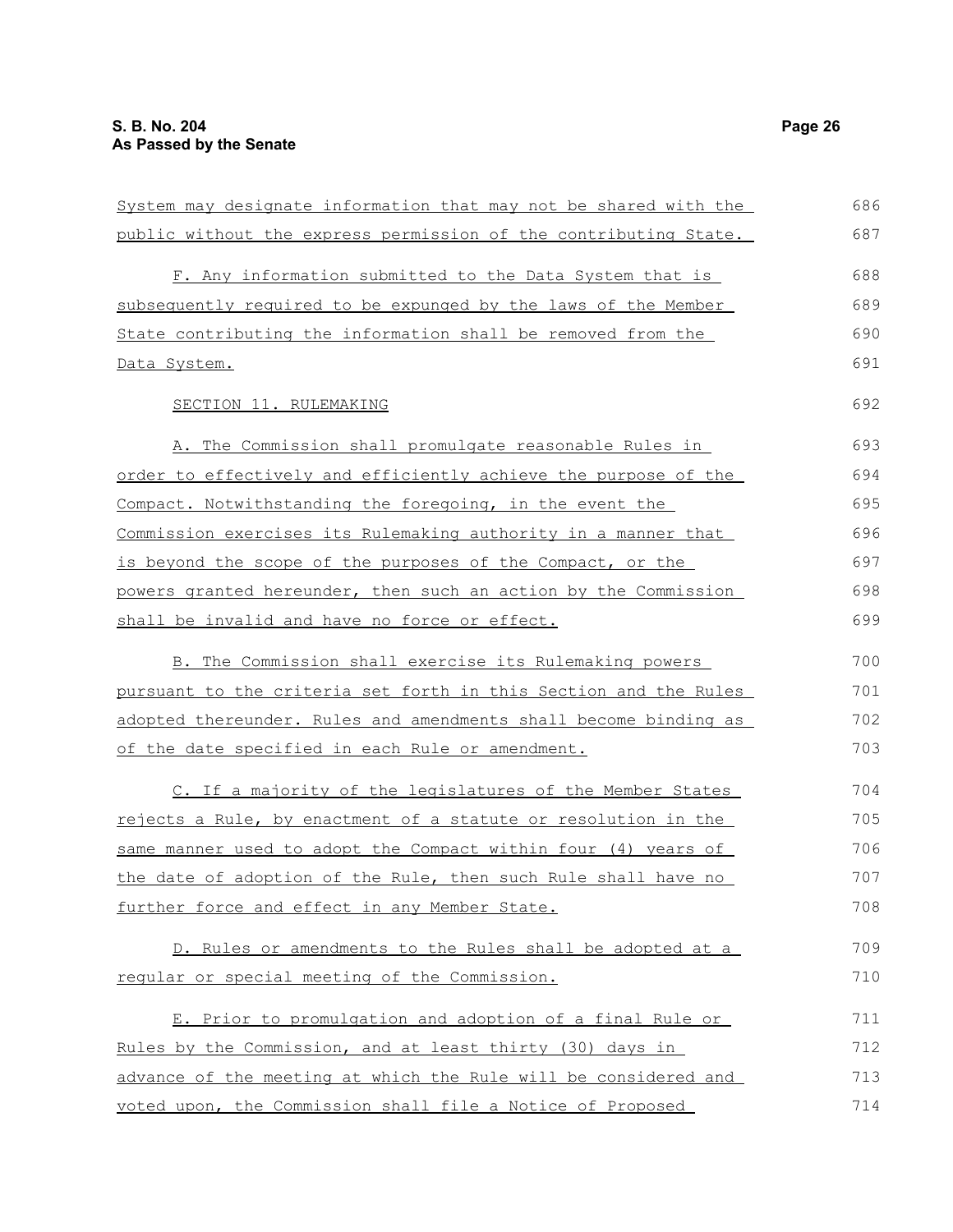System may designate information that may not be shared with the public without the express permission of the contributing State.

F. Any information submitted to the Data System that is subsequently required to be expunged by the laws of the Member State contributing the information shall be removed from the Data System.

SECTION 11. RULEMAKING

A. The Commission shall promulgate reasonable Rules in order to effectively and efficiently achieve the purpose of the Compact. Notwithstanding the foregoing, in the event the Commission exercises its Rulemaking authority in a manner that is beyond the scope of the purposes of the Compact, or the powers granted hereunder, then such an action by the Commission shall be invalid and have no force or effect.

B. The Commission shall exercise its Rulemaking powers pursuant to the criteria set forth in this Section and the Rules adopted thereunder. Rules and amendments shall become binding as of the date specified in each Rule or amendment.

C. If a majority of the legislatures of the Member States rejects a Rule, by enactment of a statute or resolution in the same manner used to adopt the Compact within four (4) years of the date of adoption of the Rule, then such Rule shall have no further force and effect in any Member State.

D. Rules or amendments to the Rules shall be adopted at a regular or special meeting of the Commission.

E. Prior to promulgation and adoption of a final Rule or Rules by the Commission, and at least thirty (30) days in advance of the meeting at which the Rule will be considered and voted upon, the Commission shall file a Notice of Proposed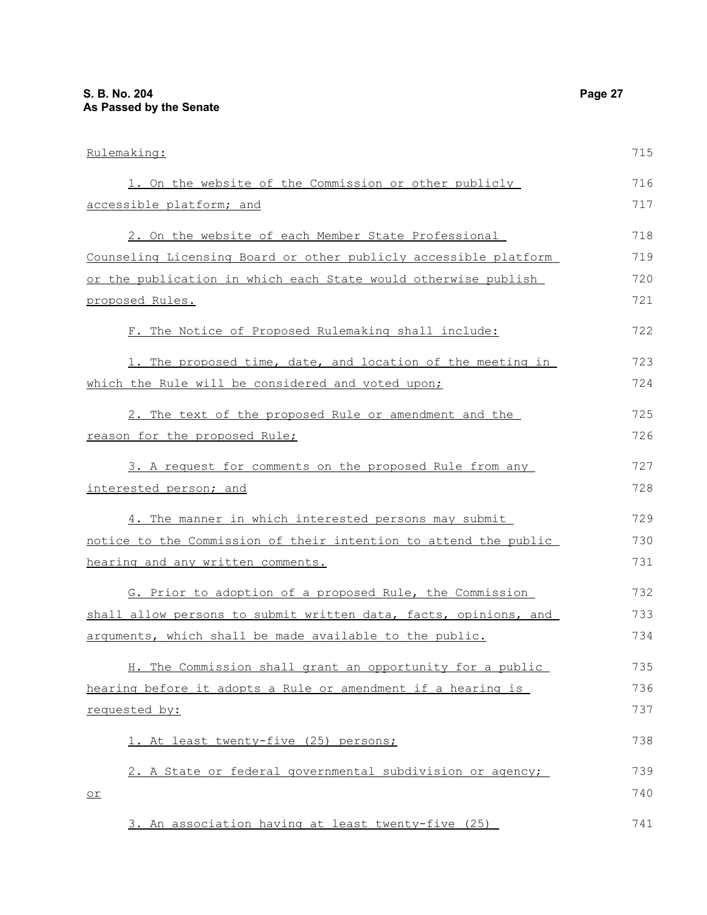Rulemaking:

1. On the website of the Commission or other publicly accessible platform; and

2. On the website of each Member State Professional Counseling Licensing Board or other publicly accessible platform or the publication in which each State would otherwise publish proposed Rules.

F. The Notice of Proposed Rulemaking shall include:

1. The proposed time, date, and location of the meeting in which the Rule will be considered and voted upon;

2. The text of the proposed Rule or amendment and the reason for the proposed Rule;

3. A request for comments on the proposed Rule from any interested person; and

4. The manner in which interested persons may submit notice to the Commission of their intention to attend the public hearing and any written comments.

G. Prior to adoption of a proposed Rule, the Commission shall allow persons to submit written data, facts, opinions, and arguments, which shall be made available to the public.

H. The Commission shall grant an opportunity for a public hearing before it adopts a Rule or amendment if a hearing is requested by:

1. At least twenty-five (25) persons;

2. A State or federal governmental subdivision or agency; or

3. An association having at least twenty-five (25)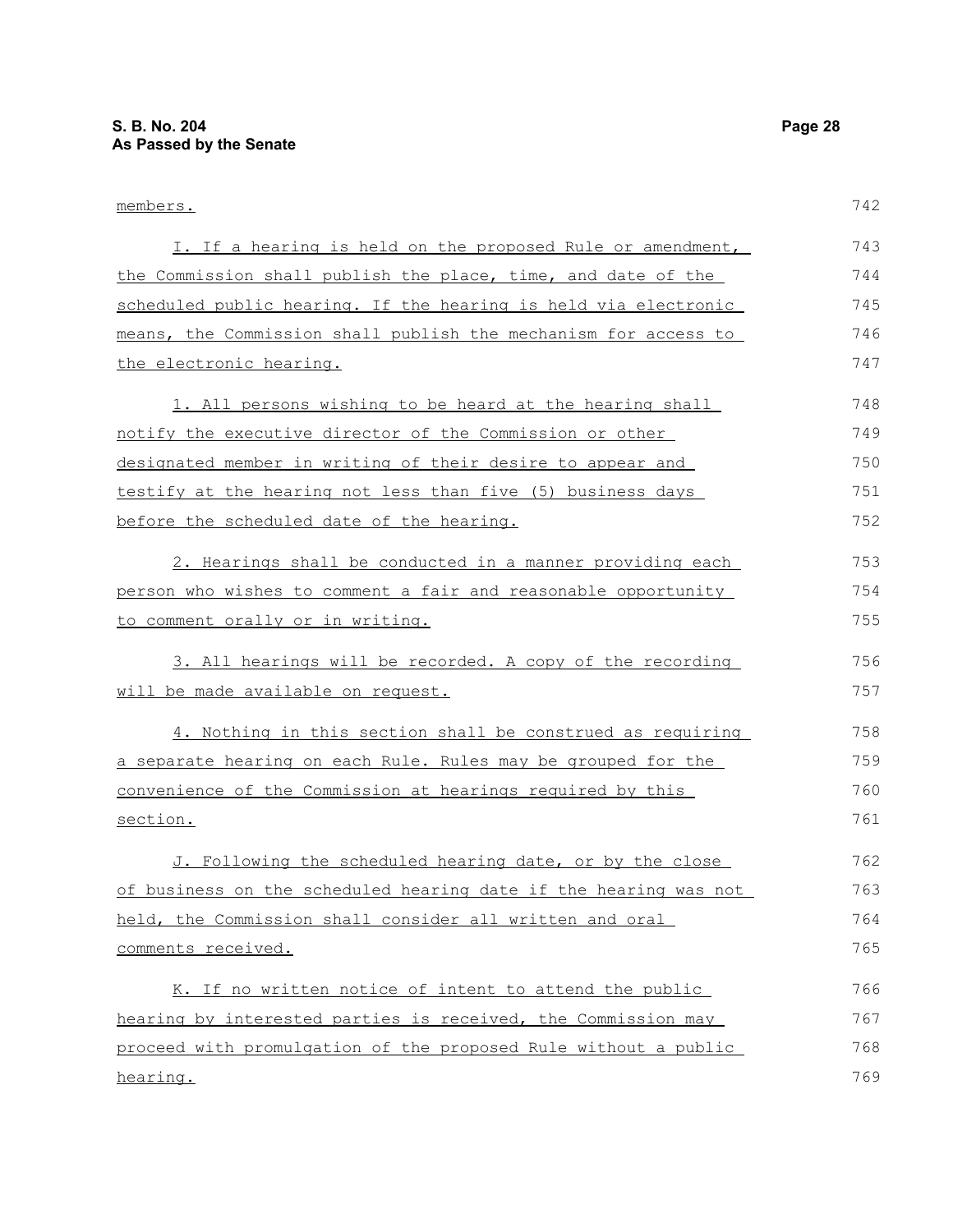members.

I. If a hearing is held on the proposed Rule or amendment, the Commission shall publish the place, time, and date of the scheduled public hearing. If the hearing is held via electronic means, the Commission shall publish the mechanism for access to the electronic hearing.

1. All persons wishing to be heard at the hearing shall notify the executive director of the Commission or other designated member in writing of their desire to appear and testify at the hearing not less than five (5) business days before the scheduled date of the hearing.

2. Hearings shall be conducted in a manner providing each person who wishes to comment a fair and reasonable opportunity to comment orally or in writing.

3. All hearings will be recorded. A copy of the recording will be made available on request.

4. Nothing in this section shall be construed as requiring a separate hearing on each Rule. Rules may be grouped for the convenience of the Commission at hearings required by this section.

J. Following the scheduled hearing date, or by the close of business on the scheduled hearing date if the hearing was not held, the Commission shall consider all written and oral comments received.

K. If no written notice of intent to attend the public hearing by interested parties is received, the Commission may proceed with promulgation of the proposed Rule without a public hearing.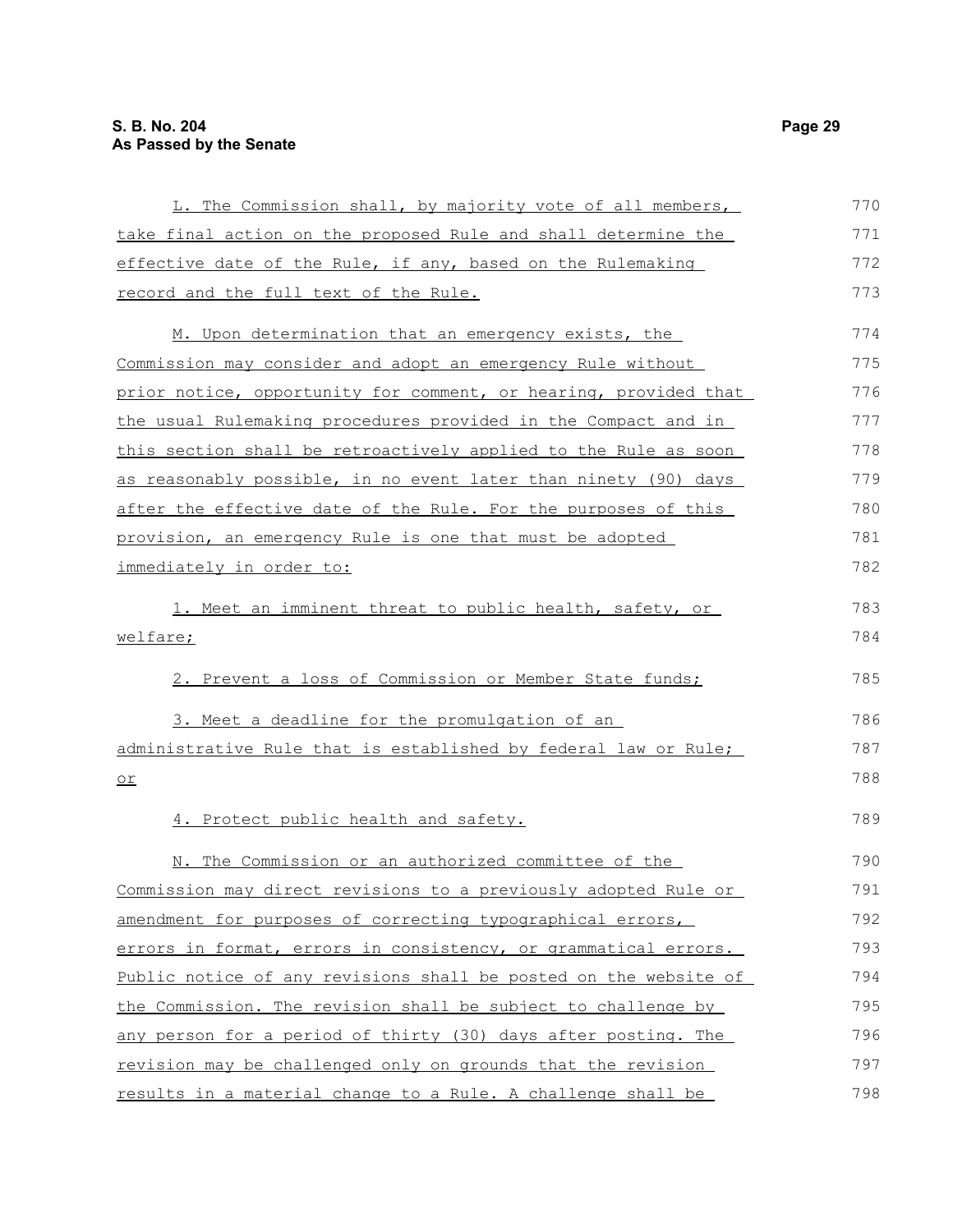L. The Commission shall, by majority vote of all members, take final action on the proposed Rule and shall determine the effective date of the Rule, if any, based on the Rulemaking record and the full text of the Rule.

M. Upon determination that an emergency exists, the Commission may consider and adopt an emergency Rule without prior notice, opportunity for comment, or hearing, provided that the usual Rulemaking procedures provided in the Compact and in this section shall be retroactively applied to the Rule as soon as reasonably possible, in no event later than ninety (90) days after the effective date of the Rule. For the purposes of this provision, an emergency Rule is one that must be adopted immediately in order to:

1. Meet an imminent threat to public health, safety, or welfare;

2. Prevent a loss of Commission or Member State funds;

3. Meet a deadline for the promulgation of an administrative Rule that is established by federal law or Rule; or

4. Protect public health and safety.

N. The Commission or an authorized committee of the Commission may direct revisions to a previously adopted Rule or amendment for purposes of correcting typographical errors, errors in format, errors in consistency, or grammatical errors. Public notice of any revisions shall be posted on the website of the Commission. The revision shall be subject to challenge by any person for a period of thirty (30) days after posting. The revision may be challenged only on grounds that the revision results in a material change to a Rule. A challenge shall be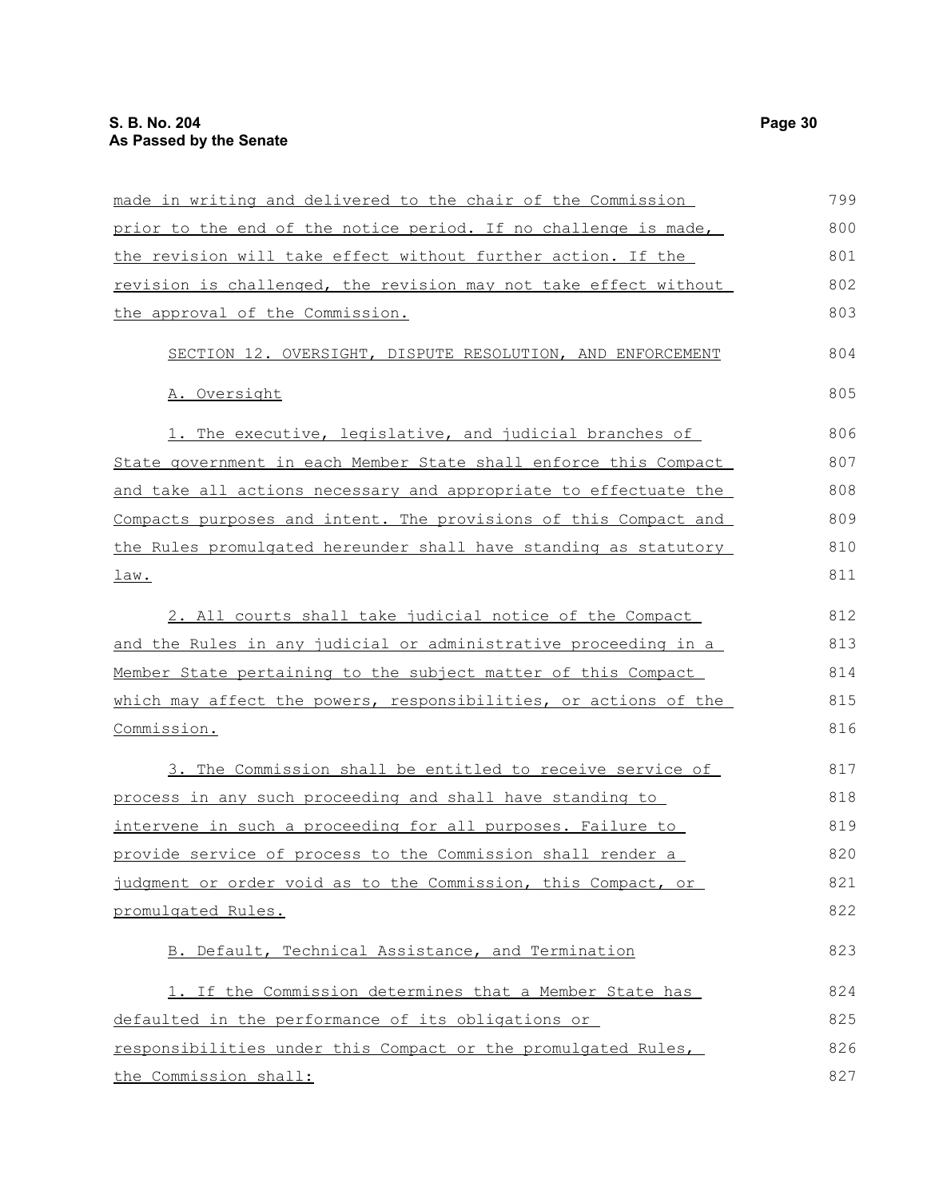made in writing and delivered to the chair of the Commission prior to the end of the notice period. If no challenge is made, the revision will take effect without further action. If the revision is challenged, the revision may not take effect without the approval of the Commission.

SECTION 12. OVERSIGHT, DISPUTE RESOLUTION, AND ENFORCEMENT

A. Oversight

1. The executive, legislative, and judicial branches of State government in each Member State shall enforce this Compact and take all actions necessary and appropriate to effectuate the Compacts purposes and intent. The provisions of this Compact and the Rules promulgated hereunder shall have standing as statutory law.

2. All courts shall take judicial notice of the Compact and the Rules in any judicial or administrative proceeding in a Member State pertaining to the subject matter of this Compact which may affect the powers, responsibilities, or actions of the Commission.

3. The Commission shall be entitled to receive service of process in any such proceeding and shall have standing to intervene in such a proceeding for all purposes. Failure to provide service of process to the Commission shall render a judgment or order void as to the Commission, this Compact, or promulgated Rules.

B. Default, Technical Assistance, and Termination

1. If the Commission determines that a Member State has defaulted in the performance of its obligations or responsibilities under this Compact or the promulgated Rules, the Commission shall: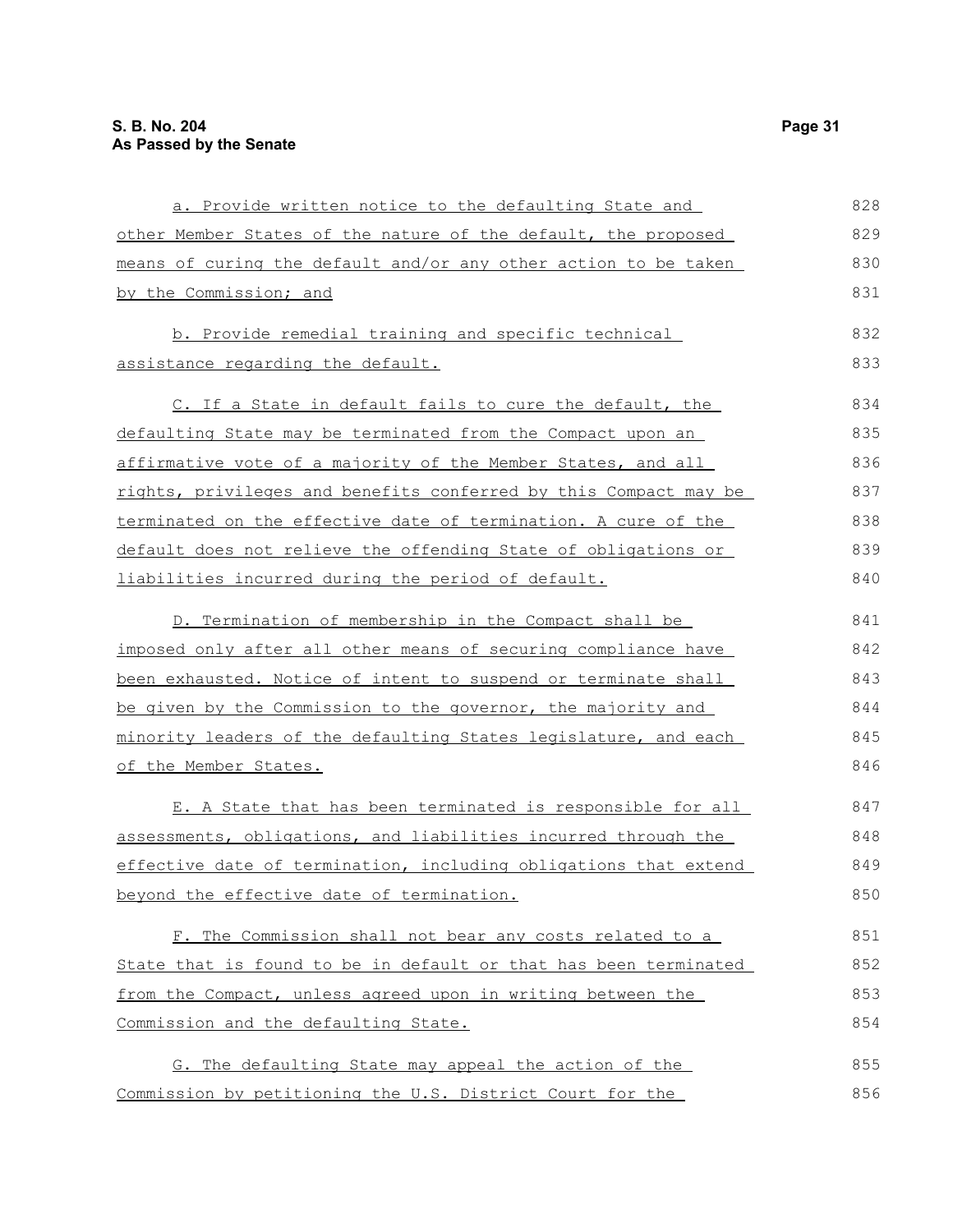a. Provide written notice to the defaulting State and other Member States of the nature of the default, the proposed means of curing the default and/or any other action to be taken by the Commission; and

b. Provide remedial training and specific technical assistance regarding the default.

C. If a State in default fails to cure the default, the defaulting State may be terminated from the Compact upon an affirmative vote of a majority of the Member States, and all rights, privileges and benefits conferred by this Compact may be terminated on the effective date of termination. A cure of the default does not relieve the offending State of obligations or liabilities incurred during the period of default.

D. Termination of membership in the Compact shall be imposed only after all other means of securing compliance have been exhausted. Notice of intent to suspend or terminate shall be given by the Commission to the governor, the majority and minority leaders of the defaulting States legislature, and each of the Member States.

E. A State that has been terminated is responsible for all assessments, obligations, and liabilities incurred through the effective date of termination, including obligations that extend beyond the effective date of termination.

F. The Commission shall not bear any costs related to a State that is found to be in default or that has been terminated from the Compact, unless agreed upon in writing between the Commission and the defaulting State.

G. The defaulting State may appeal the action of the Commission by petitioning the U.S. District Court for the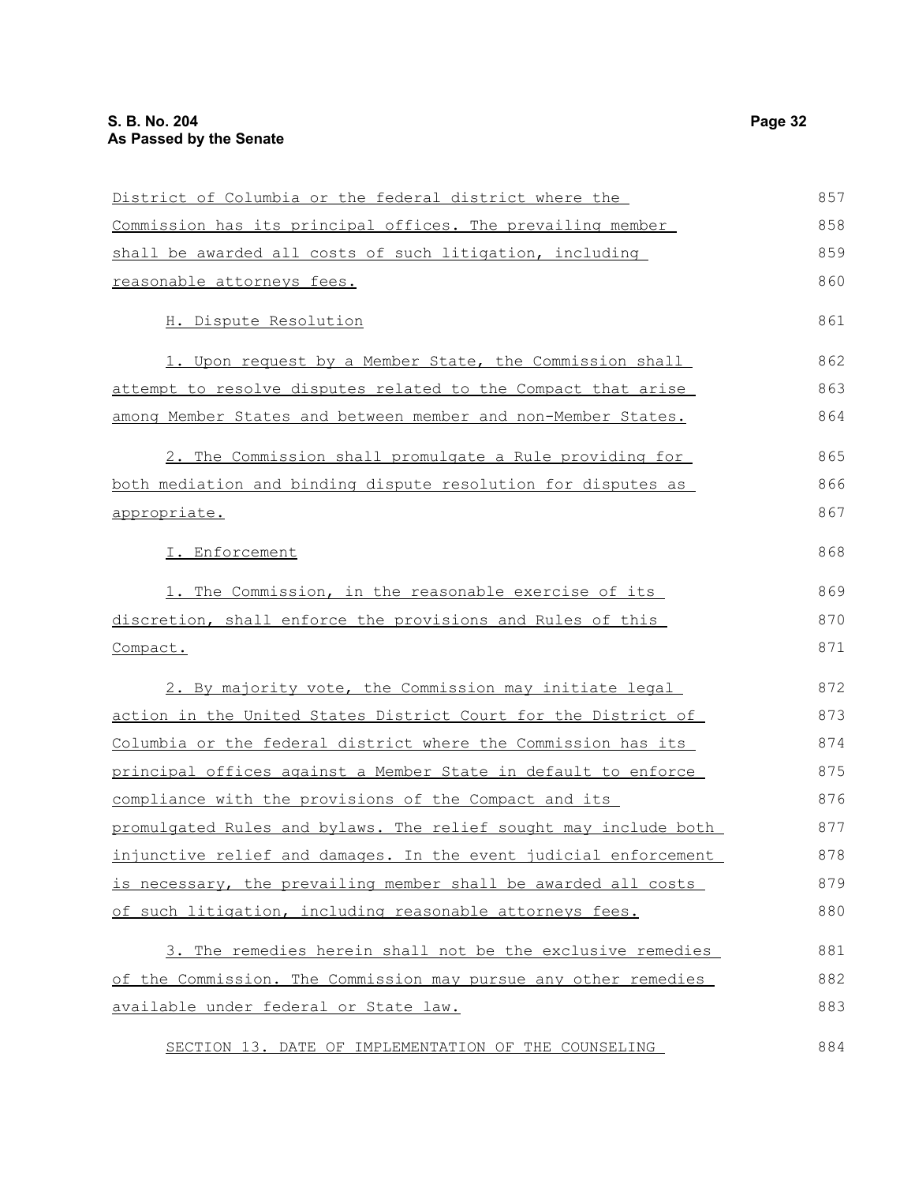District of Columbia or the federal district where the Commission has its principal offices. The prevailing member shall be awarded all costs of such litigation, including reasonable attorneys fees.

H. Dispute Resolution

1. Upon request by a Member State, the Commission shall attempt to resolve disputes related to the Compact that arise among Member States and between member and non-Member States.

2. The Commission shall promulgate a Rule providing for both mediation and binding dispute resolution for disputes as appropriate.

I. Enforcement

1. The Commission, in the reasonable exercise of its discretion, shall enforce the provisions and Rules of this Compact.

2. By majority vote, the Commission may initiate legal action in the United States District Court for the District of Columbia or the federal district where the Commission has its principal offices against a Member State in default to enforce compliance with the provisions of the Compact and its promulgated Rules and bylaws. The relief sought may include both injunctive relief and damages. In the event judicial enforcement is necessary, the prevailing member shall be awarded all costs of such litigation, including reasonable attorneys fees.

3. The remedies herein shall not be the exclusive remedies of the Commission. The Commission may pursue any other remedies available under federal or State law.

SECTION 13. DATE OF IMPLEMENTATION OF THE COUNSELING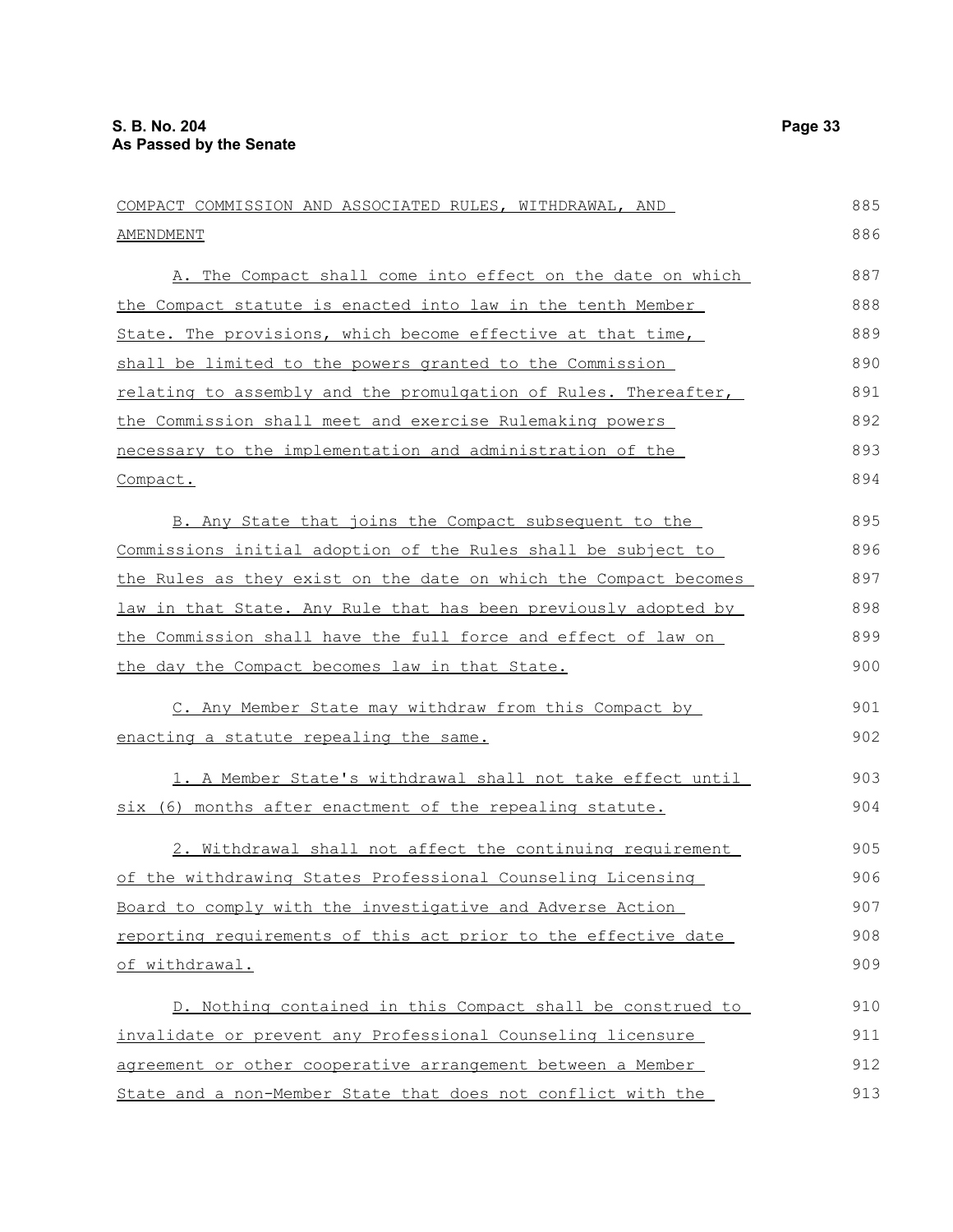COMPACT COMMISSION AND ASSOCIATED RULES, WITHDRAWAL, AND AMENDMENT

A. The Compact shall come into effect on the date on which the Compact statute is enacted into law in the tenth Member State. The provisions, which become effective at that time, shall be limited to the powers granted to the Commission relating to assembly and the promulgation of Rules. Thereafter, the Commission shall meet and exercise Rulemaking powers necessary to the implementation and administration of the Compact.

B. Any State that joins the Compact subsequent to the Commissions initial adoption of the Rules shall be subject to the Rules as they exist on the date on which the Compact becomes law in that State. Any Rule that has been previously adopted by the Commission shall have the full force and effect of law on the day the Compact becomes law in that State.

C. Any Member State may withdraw from this Compact by enacting a statute repealing the same.

1. A Member State's withdrawal shall not take effect until six (6) months after enactment of the repealing statute.

2. Withdrawal shall not affect the continuing requirement of the withdrawing States Professional Counseling Licensing Board to comply with the investigative and Adverse Action reporting requirements of this act prior to the effective date of withdrawal.

D. Nothing contained in this Compact shall be construed to invalidate or prevent any Professional Counseling licensure agreement or other cooperative arrangement between a Member State and a non-Member State that does not conflict with the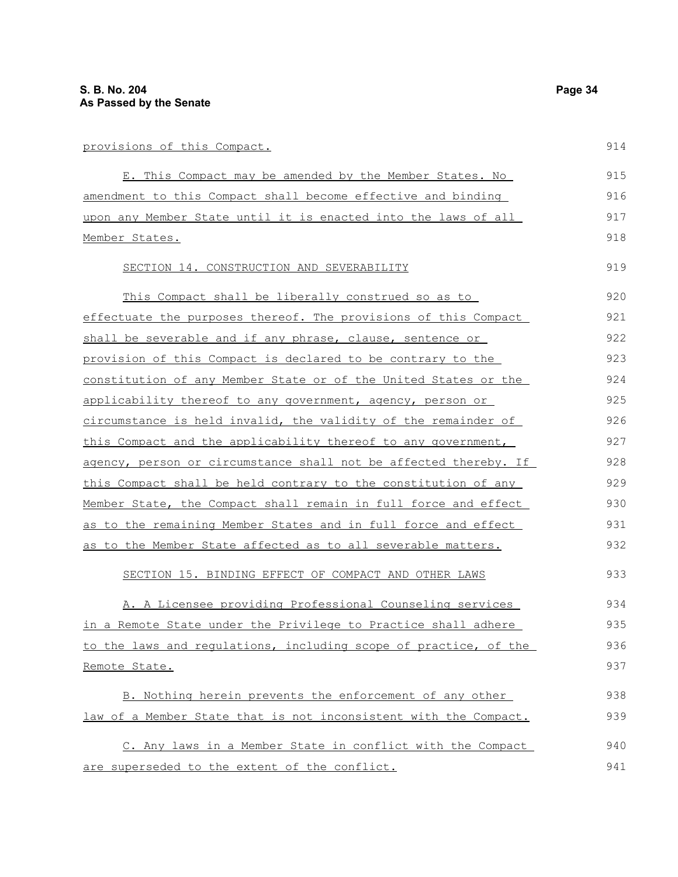provisions of this Compact.

E. This Compact may be amended by the Member States. No amendment to this Compact shall become effective and binding upon any Member State until it is enacted into the laws of all Member States.

SECTION 14. CONSTRUCTION AND SEVERABILITY

This Compact shall be liberally construed so as to effectuate the purposes thereof. The provisions of this Compact shall be severable and if any phrase, clause, sentence or provision of this Compact is declared to be contrary to the constitution of any Member State or of the United States or the applicability thereof to any government, agency, person or circumstance is held invalid, the validity of the remainder of this Compact and the applicability thereof to any government, agency, person or circumstance shall not be affected thereby. If this Compact shall be held contrary to the constitution of any Member State, the Compact shall remain in full force and effect as to the remaining Member States and in full force and effect as to the Member State affected as to all severable matters.

SECTION 15. BINDING EFFECT OF COMPACT AND OTHER LAWS

A. A Licensee providing Professional Counseling services in a Remote State under the Privilege to Practice shall adhere to the laws and regulations, including scope of practice, of the Remote State.

B. Nothing herein prevents the enforcement of any other law of a Member State that is not inconsistent with the Compact.

C. Any laws in a Member State in conflict with the Compact are superseded to the extent of the conflict.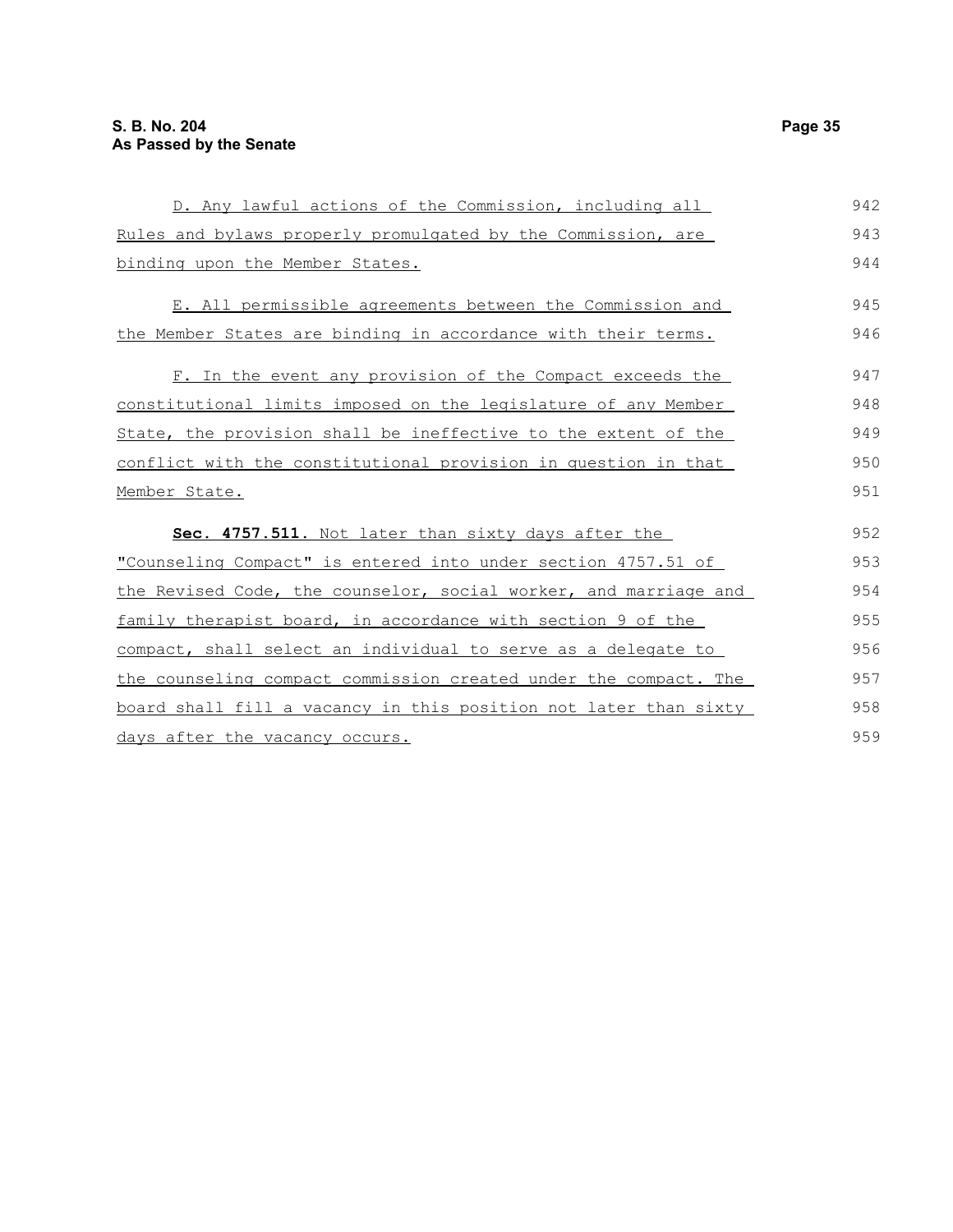D. Any lawful actions of the Commission, including all Rules and bylaws properly promulgated by the Commission, are binding upon the Member States.

E. All permissible agreements between the Commission and the Member States are binding in accordance with their terms.

F. In the event any provision of the Compact exceeds the constitutional limits imposed on the legislature of any Member State, the provision shall be ineffective to the extent of the conflict with the constitutional provision in question in that Member State.

**Sec. 4757.511.** Not later than sixty days after the "Counseling Compact" is entered into under section 4757.51 of the Revised Code, the counselor, social worker, and marriage and family therapist board, in accordance with section 9 of the compact, shall select an individual to serve as a delegate to the counseling compact commission created under the compact. The board shall fill a vacancy in this position not later than sixty days after the vacancy occurs.